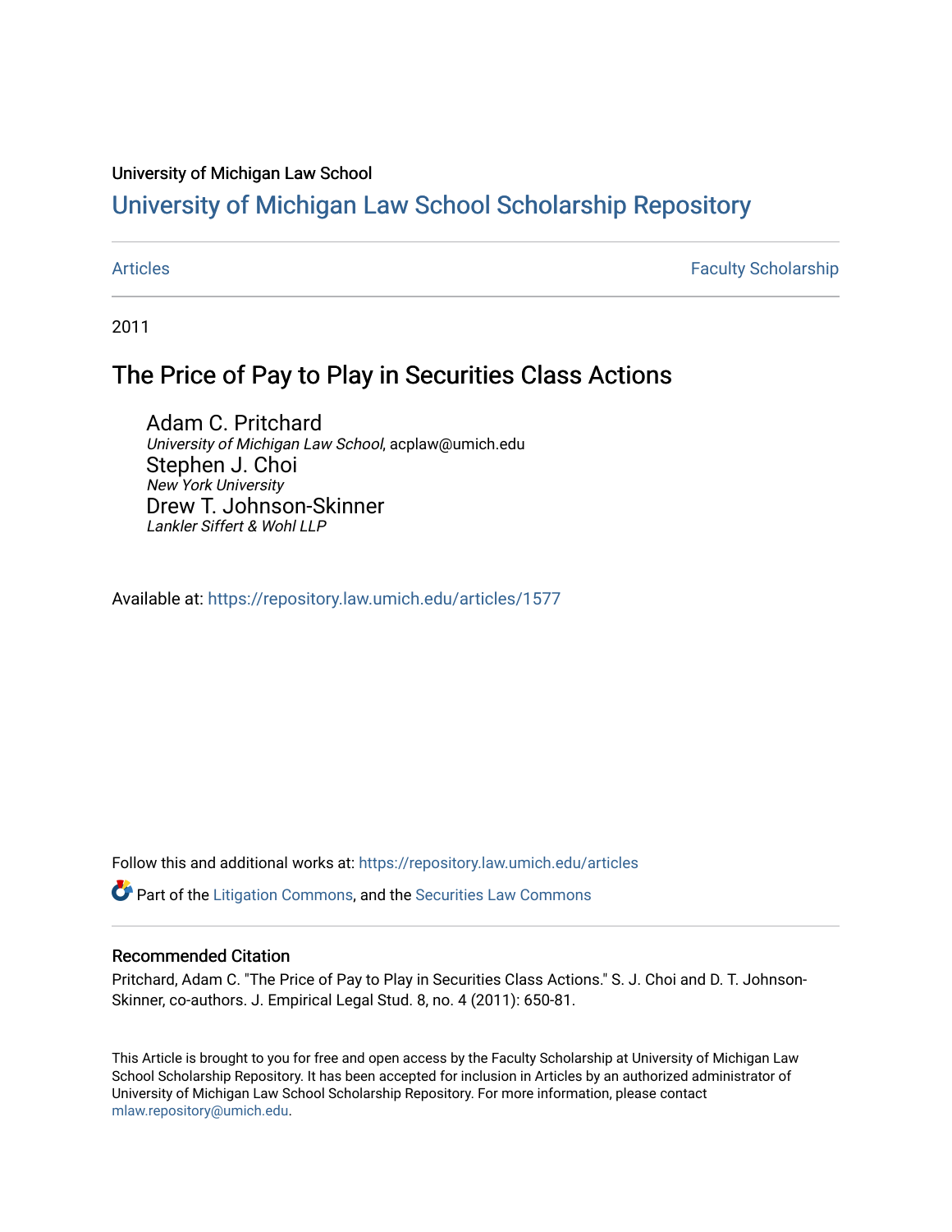University of Michigan Law School

# University of Michigan Law School Scholarship Repository

Articles | Faculty Scholarship

2011

## The Price of Pay to Play in Securities Class Actions

Adam C. Pritchard
*University of Michigan Law School*, acplaw@umich.edu

Stephen J. Choi
*New York University*

Drew T. Johnson-Skinner
*Lankler Siffert & Wohl LLP*

Available at: https://repository.law.umich.edu/articles/1577

Follow this and additional works at: https://repository.law.umich.edu/articles

Part of the Litigation Commons, and the Securities Law Commons

### Recommended Citation

Pritchard, Adam C. "The Price of Pay to Play in Securities Class Actions." S. J. Choi and D. T. Johnson-Skinner, co-authors. J. Empirical Legal Stud. 8, no. 4 (2011): 650-81.

This Article is brought to you for free and open access by the Faculty Scholarship at University of Michigan Law School Scholarship Repository. It has been accepted for inclusion in Articles by an authorized administrator of University of Michigan Law School Scholarship Repository. For more information, please contact mlaw.repository@umich.edu.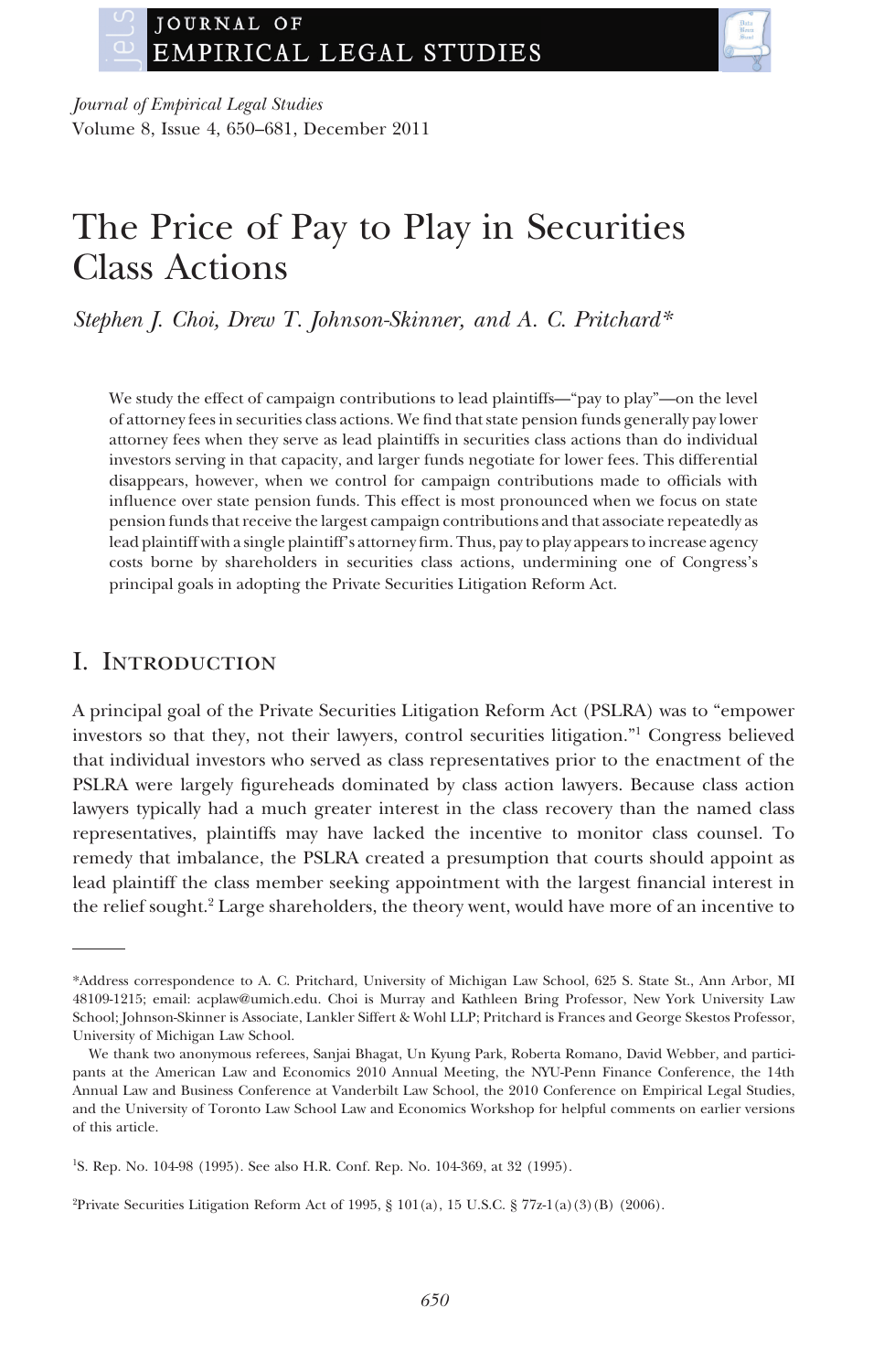# The Price of Pay to Play in Securities Class Actions

*Stephen J. Choi, Drew T. Johnson-Skinner, and A. C. Pritchard**

We study the effect of campaign contributions to lead plaintiffs—"pay to play"—on the level of attorney fees in securities class actions. We find that state pension funds generally pay lower attorney fees when they serve as lead plaintiffs in securities class actions than do individual investors serving in that capacity, and larger funds negotiate for lower fees. This differential disappears, however, when we control for campaign contributions made to officials with influence over state pension funds. This effect is most pronounced when we focus on state pension funds that receive the largest campaign contributions and that associate repeatedly as lead plaintiff with a single plaintiff's attorney firm. Thus, pay to play appears to increase agency costs borne by shareholders in securities class actions, undermining one of Congress's principal goals in adopting the Private Securities Litigation Reform Act.

## I. Introduction

A principal goal of the Private Securities Litigation Reform Act (PSLRA) was to "empower investors so that they, not their lawyers, control securities litigation."[1] Congress believed that individual investors who served as class representatives prior to the enactment of the PSLRA were largely figureheads dominated by class action lawyers. Because class action lawyers typically had a much greater interest in the class recovery than the named class representatives, plaintiffs may have lacked the incentive to monitor class counsel. To remedy that imbalance, the PSLRA created a presumption that courts should appoint as lead plaintiff the class member seeking appointment with the largest financial interest in the relief sought.[2] Large shareholders, the theory went, would have more of an incentive to

---

*Address correspondence to A. C. Pritchard, University of Michigan Law School, 625 S. State St., Ann Arbor, MI 48109-1215; email: acplaw@umich.edu. Choi is Murray and Kathleen Bring Professor, New York University Law School; Johnson-Skinner is Associate, Lankler Siffert & Wohl LLP; Pritchard is Frances and George Skestos Professor, University of Michigan Law School.

We thank two anonymous referees, Sanjai Bhagat, Un Kyung Park, Roberta Romano, David Webber, and participants at the American Law and Economics 2010 Annual Meeting, the NYU-Penn Finance Conference, the 14th Annual Law and Business Conference at Vanderbilt Law School, the 2010 Conference on Empirical Legal Studies, and the University of Toronto Law School Law and Economics Workshop for helpful comments on earlier versions of this article.

[1] S. Rep. No. 104-98 (1995). See also H.R. Conf. Rep. No. 104-369, at 32 (1995).

[2] Private Securities Litigation Reform Act of 1995, § 101(a), 15 U.S.C. § 77z-1(a)(3)(B) (2006).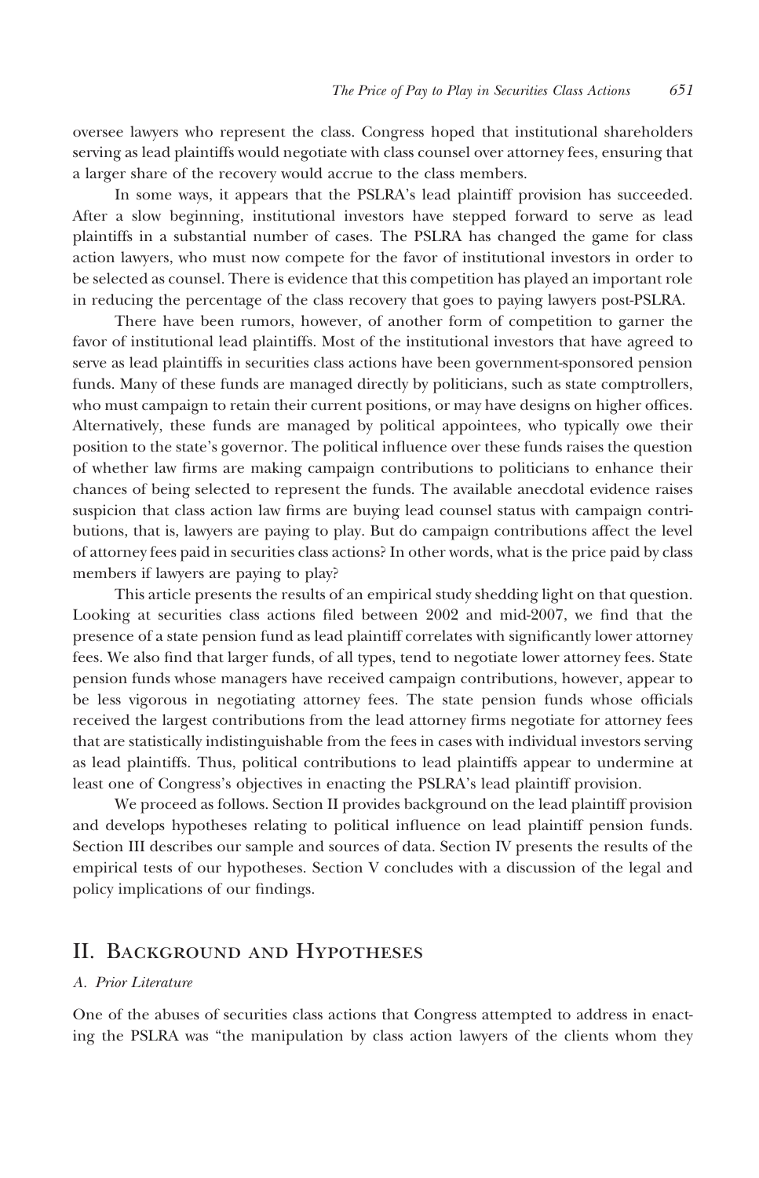oversee lawyers who represent the class. Congress hoped that institutional shareholders serving as lead plaintiffs would negotiate with class counsel over attorney fees, ensuring that a larger share of the recovery would accrue to the class members.

In some ways, it appears that the PSLRA's lead plaintiff provision has succeeded. After a slow beginning, institutional investors have stepped forward to serve as lead plaintiffs in a substantial number of cases. The PSLRA has changed the game for class action lawyers, who must now compete for the favor of institutional investors in order to be selected as counsel. There is evidence that this competition has played an important role in reducing the percentage of the class recovery that goes to paying lawyers post-PSLRA.

There have been rumors, however, of another form of competition to garner the favor of institutional lead plaintiffs. Most of the institutional investors that have agreed to serve as lead plaintiffs in securities class actions have been government-sponsored pension funds. Many of these funds are managed directly by politicians, such as state comptrollers, who must campaign to retain their current positions, or may have designs on higher offices. Alternatively, these funds are managed by political appointees, who typically owe their position to the state's governor. The political influence over these funds raises the question of whether law firms are making campaign contributions to politicians to enhance their chances of being selected to represent the funds. The available anecdotal evidence raises suspicion that class action law firms are buying lead counsel status with campaign contributions, that is, lawyers are paying to play. But do campaign contributions affect the level of attorney fees paid in securities class actions? In other words, what is the price paid by class members if lawyers are paying to play?

This article presents the results of an empirical study shedding light on that question. Looking at securities class actions filed between 2002 and mid-2007, we find that the presence of a state pension fund as lead plaintiff correlates with significantly lower attorney fees. We also find that larger funds, of all types, tend to negotiate lower attorney fees. State pension funds whose managers have received campaign contributions, however, appear to be less vigorous in negotiating attorney fees. The state pension funds whose officials received the largest contributions from the lead attorney firms negotiate for attorney fees that are statistically indistinguishable from the fees in cases with individual investors serving as lead plaintiffs. Thus, political contributions to lead plaintiffs appear to undermine at least one of Congress's objectives in enacting the PSLRA's lead plaintiff provision.

We proceed as follows. Section II provides background on the lead plaintiff provision and develops hypotheses relating to political influence on lead plaintiff pension funds. Section III describes our sample and sources of data. Section IV presents the results of the empirical tests of our hypotheses. Section V concludes with a discussion of the legal and policy implications of our findings.

## II. Background and Hypotheses

### *A. Prior Literature*

One of the abuses of securities class actions that Congress attempted to address in enacting the PSLRA was "the manipulation by class action lawyers of the clients whom they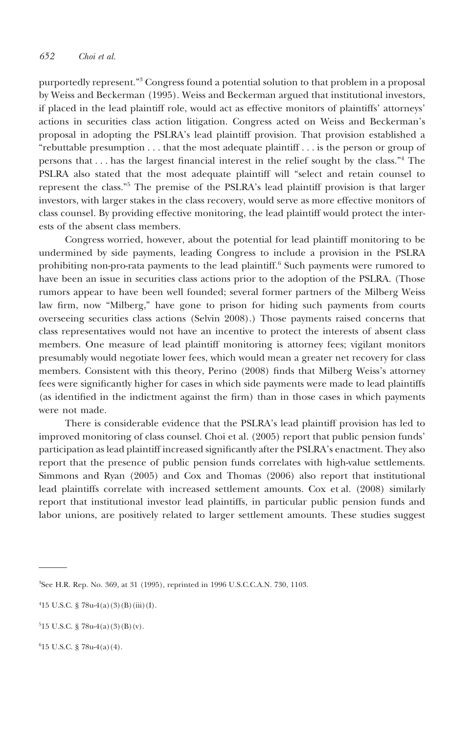purportedly represent."[3] Congress found a potential solution to that problem in a proposal by Weiss and Beckerman (1995). Weiss and Beckerman argued that institutional investors, if placed in the lead plaintiff role, would act as effective monitors of plaintiffs' attorneys' actions in securities class action litigation. Congress acted on Weiss and Beckerman's proposal in adopting the PSLRA's lead plaintiff provision. That provision established a "rebuttable presumption . . . that the most adequate plaintiff . . . is the person or group of persons that . . . has the largest financial interest in the relief sought by the class."[4] The PSLRA also stated that the most adequate plaintiff will "select and retain counsel to represent the class."[5] The premise of the PSLRA's lead plaintiff provision is that larger investors, with larger stakes in the class recovery, would serve as more effective monitors of class counsel. By providing effective monitoring, the lead plaintiff would protect the interests of the absent class members.

Congress worried, however, about the potential for lead plaintiff monitoring to be undermined by side payments, leading Congress to include a provision in the PSLRA prohibiting non-pro-rata payments to the lead plaintiff.[6] Such payments were rumored to have been an issue in securities class actions prior to the adoption of the PSLRA. (Those rumors appear to have been well founded; several former partners of the Milberg Weiss law firm, now "Milberg," have gone to prison for hiding such payments from courts overseeing securities class actions (Selvin 2008).) Those payments raised concerns that class representatives would not have an incentive to protect the interests of absent class members. One measure of lead plaintiff monitoring is attorney fees; vigilant monitors presumably would negotiate lower fees, which would mean a greater net recovery for class members. Consistent with this theory, Perino (2008) finds that Milberg Weiss's attorney fees were significantly higher for cases in which side payments were made to lead plaintiffs (as identified in the indictment against the firm) than in those cases in which payments were not made.

There is considerable evidence that the PSLRA's lead plaintiff provision has led to improved monitoring of class counsel. Choi et al. (2005) report that public pension funds' participation as lead plaintiff increased significantly after the PSLRA's enactment. They also report that the presence of public pension funds correlates with high-value settlements. Simmons and Ryan (2005) and Cox and Thomas (2006) also report that institutional lead plaintiffs correlate with increased settlement amounts. Cox et al. (2008) similarly report that institutional investor lead plaintiffs, in particular public pension funds and labor unions, are positively related to larger settlement amounts. These studies suggest

---

[3]See H.R. Rep. No. 369, at 31 (1995), reprinted in 1996 U.S.C.C.A.N. 730, 1103.

[4]15 U.S.C. § 78u-4(a)(3)(B)(iii)(I).

[5]15 U.S.C. § 78u-4(a)(3)(B)(v).

[6]15 U.S.C. § 78u-4(a)(4).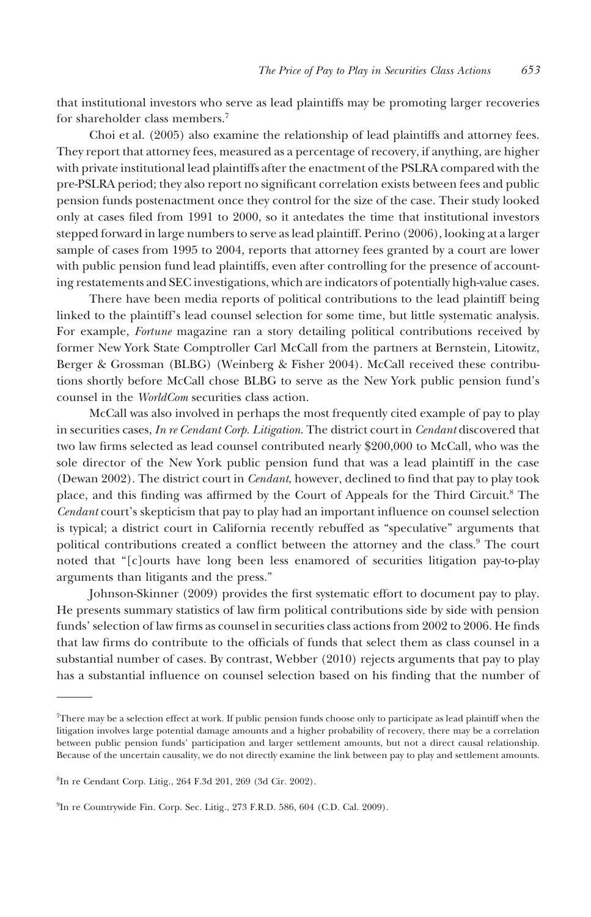that institutional investors who serve as lead plaintiffs may be promoting larger recoveries for shareholder class members.[7]

Choi et al. (2005) also examine the relationship of lead plaintiffs and attorney fees. They report that attorney fees, measured as a percentage of recovery, if anything, are higher with private institutional lead plaintiffs after the enactment of the PSLRA compared with the pre-PSLRA period; they also report no significant correlation exists between fees and public pension funds postenactment once they control for the size of the case. Their study looked only at cases filed from 1991 to 2000, so it antedates the time that institutional investors stepped forward in large numbers to serve as lead plaintiff. Perino (2006), looking at a larger sample of cases from 1995 to 2004, reports that attorney fees granted by a court are lower with public pension fund lead plaintiffs, even after controlling for the presence of accounting restatements and SEC investigations, which are indicators of potentially high-value cases.

There have been media reports of political contributions to the lead plaintiff being linked to the plaintiff's lead counsel selection for some time, but little systematic analysis. For example, *Fortune* magazine ran a story detailing political contributions received by former New York State Comptroller Carl McCall from the partners at Bernstein, Litowitz, Berger & Grossman (BLBG) (Weinberg & Fisher 2004). McCall received these contributions shortly before McCall chose BLBG to serve as the New York public pension fund's counsel in the *WorldCom* securities class action.

McCall was also involved in perhaps the most frequently cited example of pay to play in securities cases, *In re Cendant Corp. Litigation*. The district court in *Cendant* discovered that two law firms selected as lead counsel contributed nearly $200,000 to McCall, who was the sole director of the New York public pension fund that was a lead plaintiff in the case (Dewan 2002). The district court in *Cendant*, however, declined to find that pay to play took place, and this finding was affirmed by the Court of Appeals for the Third Circuit.[8] The *Cendant* court's skepticism that pay to play had an important influence on counsel selection is typical; a district court in California recently rebuffed as "speculative" arguments that political contributions created a conflict between the attorney and the class.[9] The court noted that "[c]ourts have long been less enamored of securities litigation pay-to-play arguments than litigants and the press."

Johnson-Skinner (2009) provides the first systematic effort to document pay to play. He presents summary statistics of law firm political contributions side by side with pension funds' selection of law firms as counsel in securities class actions from 2002 to 2006. He finds that law firms do contribute to the officials of funds that select them as class counsel in a substantial number of cases. By contrast, Webber (2010) rejects arguments that pay to play has a substantial influence on counsel selection based on his finding that the number of

---

[7]There may be a selection effect at work. If public pension funds choose only to participate as lead plaintiff when the litigation involves large potential damage amounts and a higher probability of recovery, there may be a correlation between public pension funds' participation and larger settlement amounts, but not a direct causal relationship. Because of the uncertain causality, we do not directly examine the link between pay to play and settlement amounts.

[8]In re Cendant Corp. Litig., 264 F.3d 201, 269 (3d Cir. 2002).

[9]In re Countrywide Fin. Corp. Sec. Litig., 273 F.R.D. 586, 604 (C.D. Cal. 2009).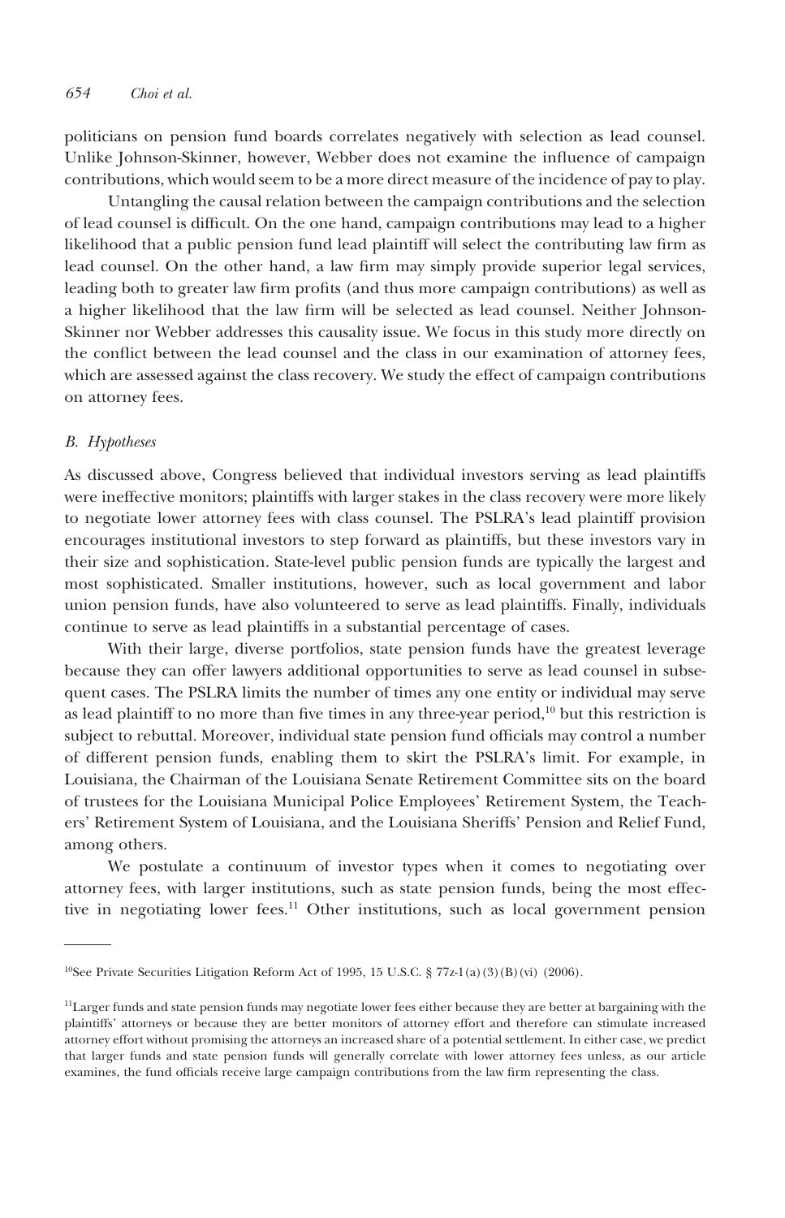politicians on pension fund boards correlates negatively with selection as lead counsel. Unlike Johnson-Skinner, however, Webber does not examine the influence of campaign contributions, which would seem to be a more direct measure of the incidence of pay to play.

Untangling the causal relation between the campaign contributions and the selection of lead counsel is difficult. On the one hand, campaign contributions may lead to a higher likelihood that a public pension fund lead plaintiff will select the contributing law firm as lead counsel. On the other hand, a law firm may simply provide superior legal services, leading both to greater law firm profits (and thus more campaign contributions) as well as a higher likelihood that the law firm will be selected as lead counsel. Neither Johnson-Skinner nor Webber addresses this causality issue. We focus in this study more directly on the conflict between the lead counsel and the class in our examination of attorney fees, which are assessed against the class recovery. We study the effect of campaign contributions on attorney fees.

### *B. Hypotheses*

As discussed above, Congress believed that individual investors serving as lead plaintiffs were ineffective monitors; plaintiffs with larger stakes in the class recovery were more likely to negotiate lower attorney fees with class counsel. The PSLRA's lead plaintiff provision encourages institutional investors to step forward as plaintiffs, but these investors vary in their size and sophistication. State-level public pension funds are typically the largest and most sophisticated. Smaller institutions, however, such as local government and labor union pension funds, have also volunteered to serve as lead plaintiffs. Finally, individuals continue to serve as lead plaintiffs in a substantial percentage of cases.

With their large, diverse portfolios, state pension funds have the greatest leverage because they can offer lawyers additional opportunities to serve as lead counsel in subsequent cases. The PSLRA limits the number of times any one entity or individual may serve as lead plaintiff to no more than five times in any three-year period,[10] but this restriction is subject to rebuttal. Moreover, individual state pension fund officials may control a number of different pension funds, enabling them to skirt the PSLRA's limit. For example, in Louisiana, the Chairman of the Louisiana Senate Retirement Committee sits on the board of trustees for the Louisiana Municipal Police Employees' Retirement System, the Teachers' Retirement System of Louisiana, and the Louisiana Sheriffs' Pension and Relief Fund, among others.

We postulate a continuum of investor types when it comes to negotiating over attorney fees, with larger institutions, such as state pension funds, being the most effective in negotiating lower fees.[11] Other institutions, such as local government pension

---

[10]See Private Securities Litigation Reform Act of 1995, 15 U.S.C. § 77z-1(a)(3)(B)(vi) (2006).

[11]Larger funds and state pension funds may negotiate lower fees either because they are better at bargaining with the plaintiffs' attorneys or because they are better monitors of attorney effort and therefore can stimulate increased attorney effort without promising the attorneys an increased share of a potential settlement. In either case, we predict that larger funds and state pension funds will generally correlate with lower attorney fees unless, as our article examines, the fund officials receive large campaign contributions from the law firm representing the class.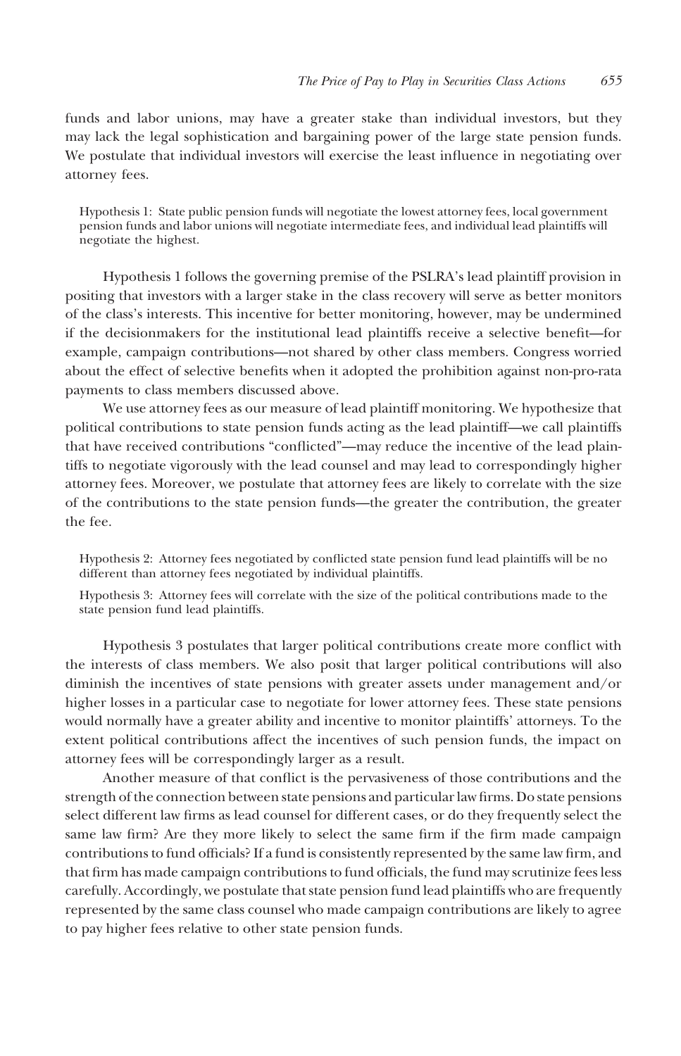funds and labor unions, may have a greater stake than individual investors, but they may lack the legal sophistication and bargaining power of the large state pension funds. We postulate that individual investors will exercise the least influence in negotiating over attorney fees.

> Hypothesis 1: State public pension funds will negotiate the lowest attorney fees, local government pension funds and labor unions will negotiate intermediate fees, and individual lead plaintiffs will negotiate the highest.

Hypothesis 1 follows the governing premise of the PSLRA's lead plaintiff provision in positing that investors with a larger stake in the class recovery will serve as better monitors of the class's interests. This incentive for better monitoring, however, may be undermined if the decisionmakers for the institutional lead plaintiffs receive a selective benefit—for example, campaign contributions—not shared by other class members. Congress worried about the effect of selective benefits when it adopted the prohibition against non-pro-rata payments to class members discussed above.

We use attorney fees as our measure of lead plaintiff monitoring. We hypothesize that political contributions to state pension funds acting as the lead plaintiff—we call plaintiffs that have received contributions "conflicted"—may reduce the incentive of the lead plaintiffs to negotiate vigorously with the lead counsel and may lead to correspondingly higher attorney fees. Moreover, we postulate that attorney fees are likely to correlate with the size of the contributions to the state pension funds—the greater the contribution, the greater the fee.

> Hypothesis 2: Attorney fees negotiated by conflicted state pension fund lead plaintiffs will be no different than attorney fees negotiated by individual plaintiffs.
>
> Hypothesis 3: Attorney fees will correlate with the size of the political contributions made to the state pension fund lead plaintiffs.

Hypothesis 3 postulates that larger political contributions create more conflict with the interests of class members. We also posit that larger political contributions will also diminish the incentives of state pensions with greater assets under management and/or higher losses in a particular case to negotiate for lower attorney fees. These state pensions would normally have a greater ability and incentive to monitor plaintiffs' attorneys. To the extent political contributions affect the incentives of such pension funds, the impact on attorney fees will be correspondingly larger as a result.

Another measure of that conflict is the pervasiveness of those contributions and the strength of the connection between state pensions and particular law firms. Do state pensions select different law firms as lead counsel for different cases, or do they frequently select the same law firm? Are they more likely to select the same firm if the firm made campaign contributions to fund officials? If a fund is consistently represented by the same law firm, and that firm has made campaign contributions to fund officials, the fund may scrutinize fees less carefully. Accordingly, we postulate that state pension fund lead plaintiffs who are frequently represented by the same class counsel who made campaign contributions are likely to agree to pay higher fees relative to other state pension funds.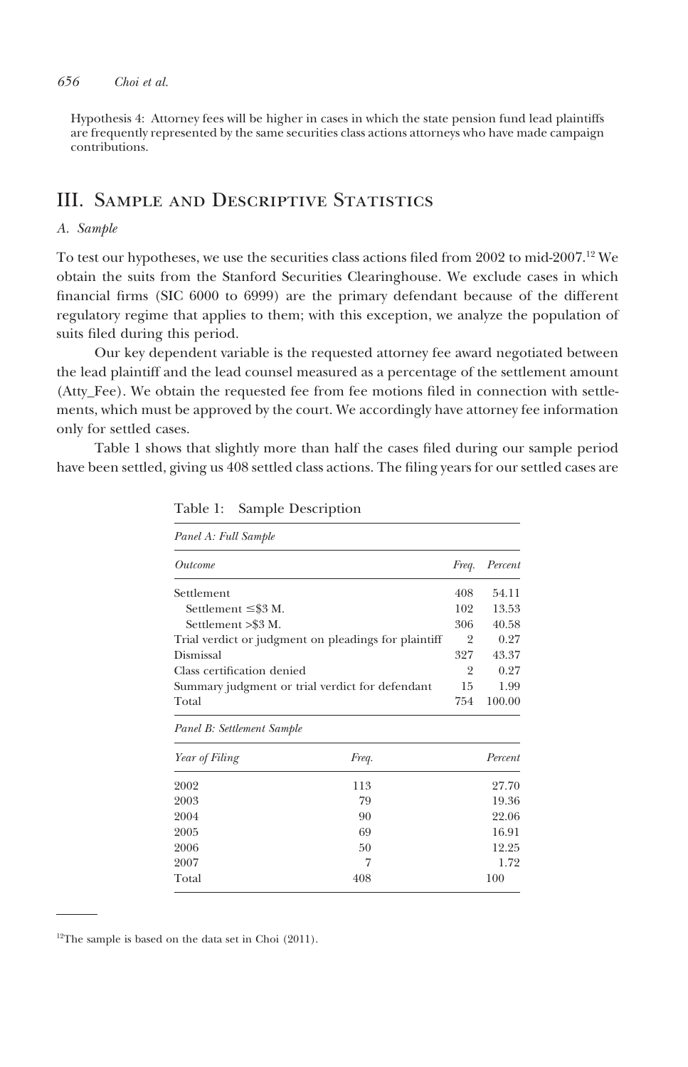Hypothesis 4: Attorney fees will be higher in cases in which the state pension fund lead plaintiffs are frequently represented by the same securities class actions attorneys who have made campaign contributions.

## III. Sample and Descriptive Statistics

### *A. Sample*

To test our hypotheses, we use the securities class actions filed from 2002 to mid-2007.[12] We obtain the suits from the Stanford Securities Clearinghouse. We exclude cases in which financial firms (SIC 6000 to 6999) are the primary defendant because of the different regulatory regime that applies to them; with this exception, we analyze the population of suits filed during this period.

Our key dependent variable is the requested attorney fee award negotiated between the lead plaintiff and the lead counsel measured as a percentage of the settlement amount (Atty_Fee). We obtain the requested fee from fee motions filed in connection with settlements, which must be approved by the court. We accordingly have attorney fee information only for settled cases.

Table 1 shows that slightly more than half the cases filed during our sample period have been settled, giving us 408 settled class actions. The filing years for our settled cases are

Table 1: Sample Description

*Panel A: Full Sample*

| *Outcome* | *Freq.* | *Percent* |
|---|---|---|
| Settlement | 408 | 54.11 |
| Settlement ≤$3 M. | 102 | 13.53 |
| Settlement >$3 M. | 306 | 40.58 |
| Trial verdict or judgment on pleadings for plaintiff | 2 | 0.27 |
| Dismissal | 327 | 43.37 |
| Class certification denied | 2 | 0.27 |
| Summary judgment or trial verdict for defendant | 15 | 1.99 |
| Total | 754 | 100.00 |

*Panel B: Settlement Sample*

| *Year of Filing* | *Freq.* | *Percent* |
|---|---|---|
| 2002 | 113 | 27.70 |
| 2003 | 79 | 19.36 |
| 2004 | 90 | 22.06 |
| 2005 | 69 | 16.91 |
| 2006 | 50 | 12.25 |
| 2007 | 7 | 1.72 |
| Total | 408 | 100 |

[12] The sample is based on the data set in Choi (2011).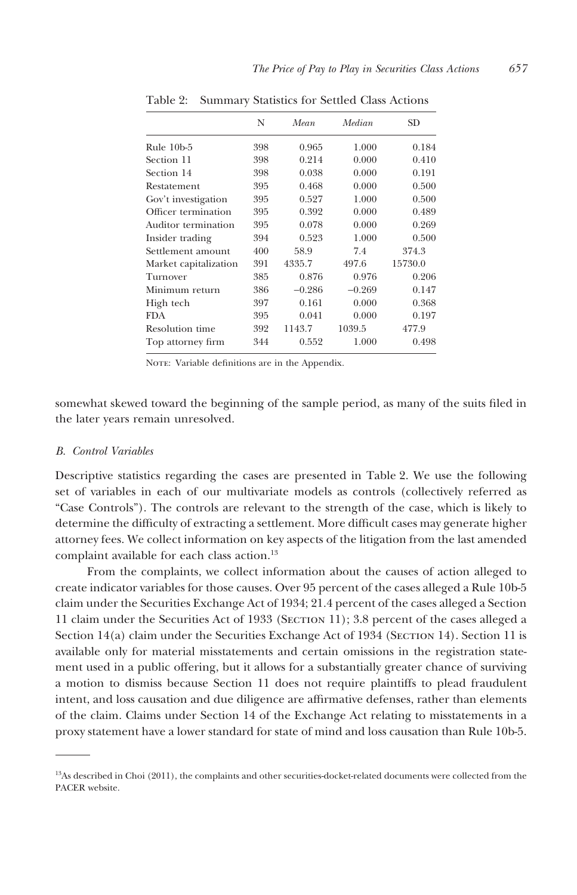Table 2: Summary Statistics for Settled Class Actions

| | N | *Mean* | *Median* | SD |
|---|---|---|---|---|
| Rule 10b-5 | 398 | 0.965 | 1.000 | 0.184 |
| Section 11 | 398 | 0.214 | 0.000 | 0.410 |
| Section 14 | 398 | 0.038 | 0.000 | 0.191 |
| Restatement | 395 | 0.468 | 0.000 | 0.500 |
| Gov't investigation | 395 | 0.527 | 1.000 | 0.500 |
| Officer termination | 395 | 0.392 | 0.000 | 0.489 |
| Auditor termination | 395 | 0.078 | 0.000 | 0.269 |
| Insider trading | 394 | 0.523 | 1.000 | 0.500 |
| Settlement amount | 400 | 58.9 | 7.4 | 374.3 |
| Market capitalization | 391 | 4335.7 | 497.6 | 15730.0 |
| Turnover | 385 | 0.876 | 0.976 | 0.206 |
| Minimum return | 386 | −0.286 | −0.269 | 0.147 |
| High tech | 397 | 0.161 | 0.000 | 0.368 |
| FDA | 395 | 0.041 | 0.000 | 0.197 |
| Resolution time | 392 | 1143.7 | 1039.5 | 477.9 |
| Top attorney firm | 344 | 0.552 | 1.000 | 0.498 |

NOTE: Variable definitions are in the Appendix.

somewhat skewed toward the beginning of the sample period, as many of the suits filed in the later years remain unresolved.

### *B. Control Variables*

Descriptive statistics regarding the cases are presented in Table 2. We use the following set of variables in each of our multivariate models as controls (collectively referred as "Case Controls"). The controls are relevant to the strength of the case, which is likely to determine the difficulty of extracting a settlement. More difficult cases may generate higher attorney fees. We collect information on key aspects of the litigation from the last amended complaint available for each class action.[13]

From the complaints, we collect information about the causes of action alleged to create indicator variables for those causes. Over 95 percent of the cases alleged a Rule 10b-5 claim under the Securities Exchange Act of 1934; 21.4 percent of the cases alleged a Section 11 claim under the Securities Act of 1933 (SECTION 11); 3.8 percent of the cases alleged a Section 14(a) claim under the Securities Exchange Act of 1934 (SECTION 14). Section 11 is available only for material misstatements and certain omissions in the registration statement used in a public offering, but it allows for a substantially greater chance of surviving a motion to dismiss because Section 11 does not require plaintiffs to plead fraudulent intent, and loss causation and due diligence are affirmative defenses, rather than elements of the claim. Claims under Section 14 of the Exchange Act relating to misstatements in a proxy statement have a lower standard for state of mind and loss causation than Rule 10b-5.

---

[13]As described in Choi (2011), the complaints and other securities-docket-related documents were collected from the PACER website.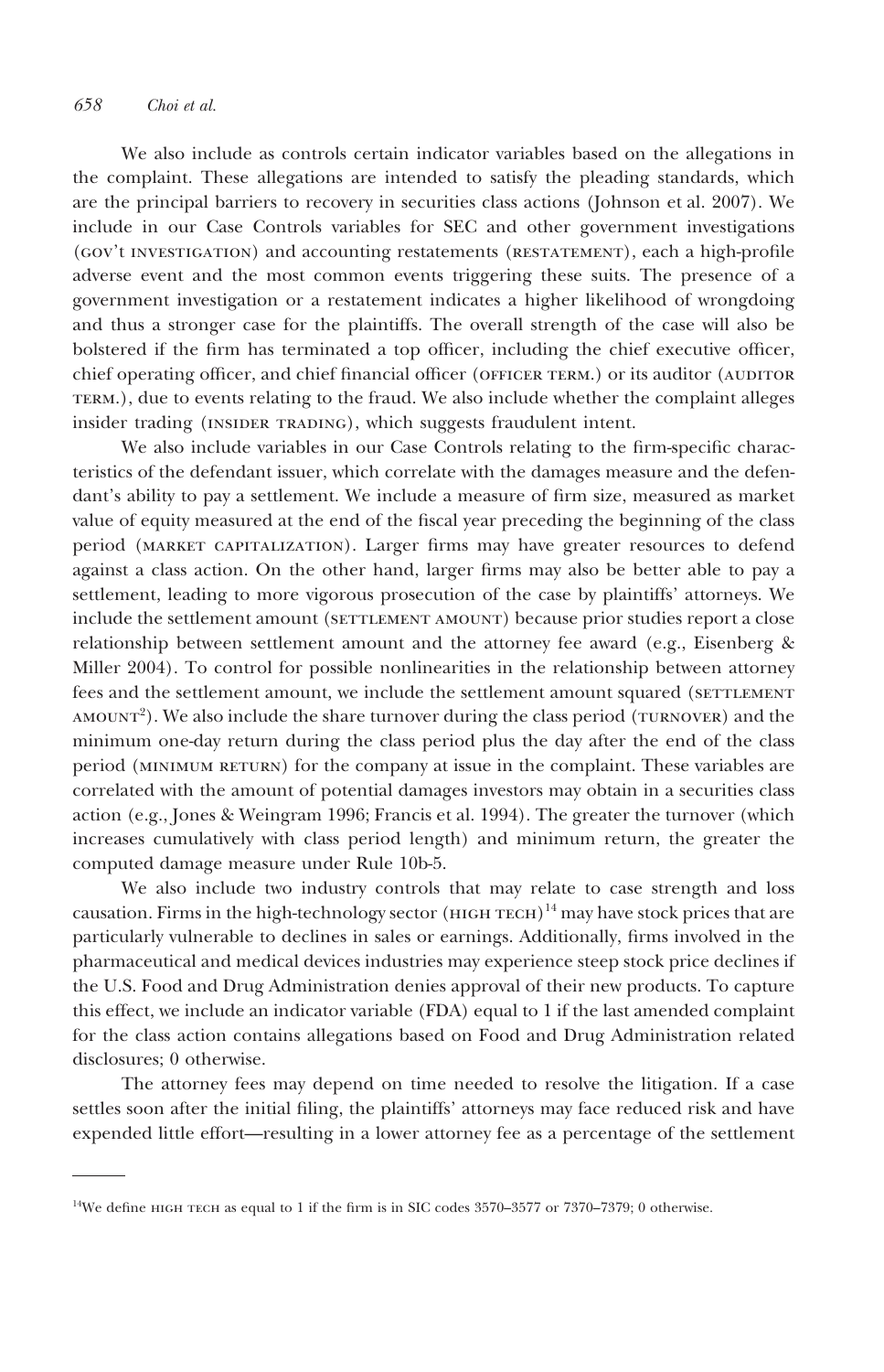We also include as controls certain indicator variables based on the allegations in the complaint. These allegations are intended to satisfy the pleading standards, which are the principal barriers to recovery in securities class actions (Johnson et al. 2007). We include in our Case Controls variables for SEC and other government investigations (GOV'T INVESTIGATION) and accounting restatements (RESTATEMENT), each a high-profile adverse event and the most common events triggering these suits. The presence of a government investigation or a restatement indicates a higher likelihood of wrongdoing and thus a stronger case for the plaintiffs. The overall strength of the case will also be bolstered if the firm has terminated a top officer, including the chief executive officer, chief operating officer, and chief financial officer (OFFICER TERM.) or its auditor (AUDITOR TERM.), due to events relating to the fraud. We also include whether the complaint alleges insider trading (INSIDER TRADING), which suggests fraudulent intent.

We also include variables in our Case Controls relating to the firm-specific characteristics of the defendant issuer, which correlate with the damages measure and the defendant's ability to pay a settlement. We include a measure of firm size, measured as market value of equity measured at the end of the fiscal year preceding the beginning of the class period (MARKET CAPITALIZATION). Larger firms may have greater resources to defend against a class action. On the other hand, larger firms may also be better able to pay a settlement, leading to more vigorous prosecution of the case by plaintiffs' attorneys. We include the settlement amount (SETTLEMENT AMOUNT) because prior studies report a close relationship between settlement amount and the attorney fee award (e.g., Eisenberg & Miller 2004). To control for possible nonlinearities in the relationship between attorney fees and the settlement amount, we include the settlement amount squared (SETTLEMENT AMOUNT$^2$). We also include the share turnover during the class period (TURNOVER) and the minimum one-day return during the class period plus the day after the end of the class period (MINIMUM RETURN) for the company at issue in the complaint. These variables are correlated with the amount of potential damages investors may obtain in a securities class action (e.g., Jones & Weingram 1996; Francis et al. 1994). The greater the turnover (which increases cumulatively with class period length) and minimum return, the greater the computed damage measure under Rule 10b-5.

We also include two industry controls that may relate to case strength and loss causation. Firms in the high-technology sector (HIGH TECH)[14] may have stock prices that are particularly vulnerable to declines in sales or earnings. Additionally, firms involved in the pharmaceutical and medical devices industries may experience steep stock price declines if the U.S. Food and Drug Administration denies approval of their new products. To capture this effect, we include an indicator variable (FDA) equal to 1 if the last amended complaint for the class action contains allegations based on Food and Drug Administration related disclosures; 0 otherwise.

The attorney fees may depend on time needed to resolve the litigation. If a case settles soon after the initial filing, the plaintiffs' attorneys may face reduced risk and have expended little effort—resulting in a lower attorney fee as a percentage of the settlement

---

[14]We define HIGH TECH as equal to 1 if the firm is in SIC codes 3570–3577 or 7370–7379; 0 otherwise.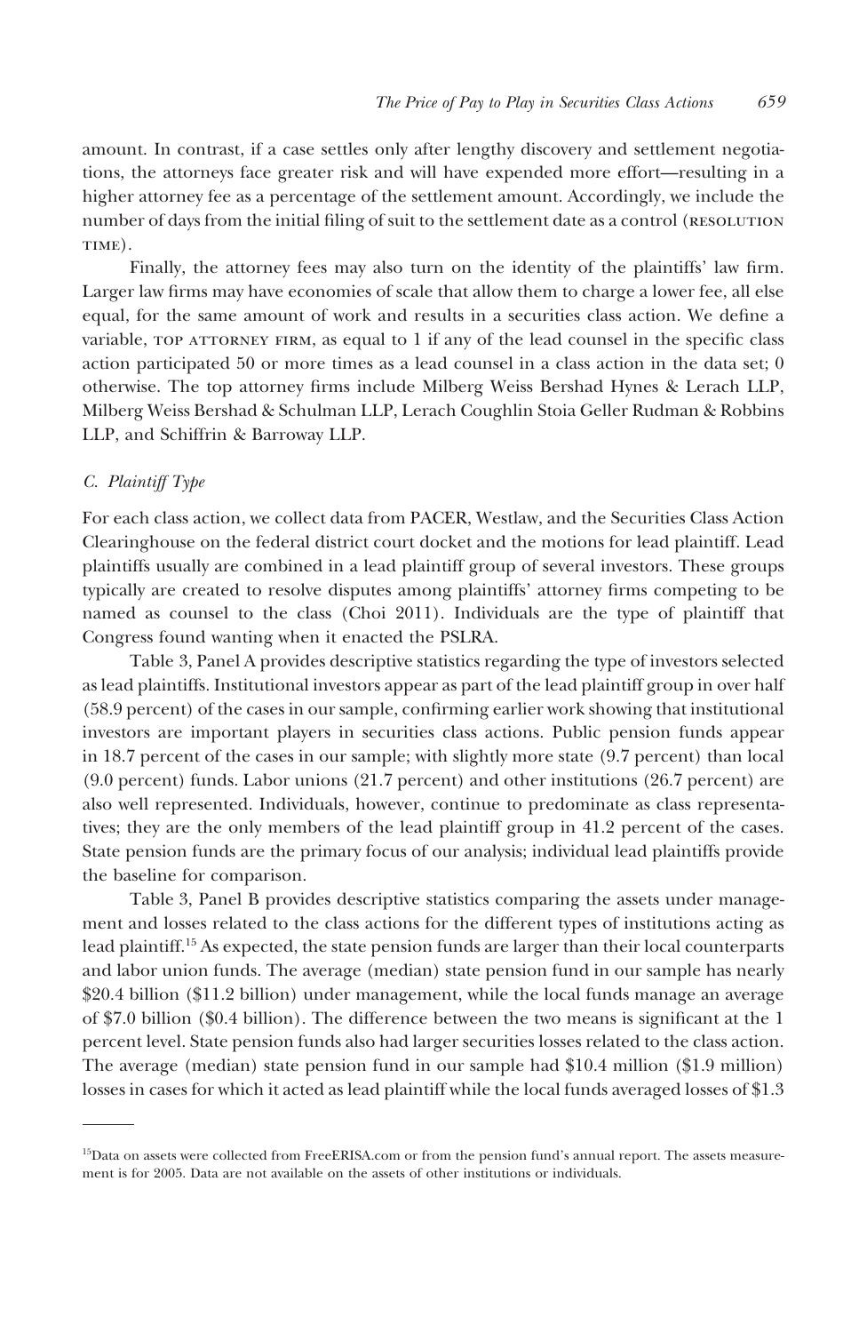amount. In contrast, if a case settles only after lengthy discovery and settlement negotiations, the attorneys face greater risk and will have expended more effort—resulting in a higher attorney fee as a percentage of the settlement amount. Accordingly, we include the number of days from the initial filing of suit to the settlement date as a control (RESOLUTION TIME).

Finally, the attorney fees may also turn on the identity of the plaintiffs' law firm. Larger law firms may have economies of scale that allow them to charge a lower fee, all else equal, for the same amount of work and results in a securities class action. We define a variable, TOP ATTORNEY FIRM, as equal to 1 if any of the lead counsel in the specific class action participated 50 or more times as a lead counsel in a class action in the data set; 0 otherwise. The top attorney firms include Milberg Weiss Bershad Hynes & Lerach LLP, Milberg Weiss Bershad & Schulman LLP, Lerach Coughlin Stoia Geller Rudman & Robbins LLP, and Schiffrin & Barroway LLP.

### *C. Plaintiff Type*

For each class action, we collect data from PACER, Westlaw, and the Securities Class Action Clearinghouse on the federal district court docket and the motions for lead plaintiff. Lead plaintiffs usually are combined in a lead plaintiff group of several investors. These groups typically are created to resolve disputes among plaintiffs' attorney firms competing to be named as counsel to the class (Choi 2011). Individuals are the type of plaintiff that Congress found wanting when it enacted the PSLRA.

Table 3, Panel A provides descriptive statistics regarding the type of investors selected as lead plaintiffs. Institutional investors appear as part of the lead plaintiff group in over half (58.9 percent) of the cases in our sample, confirming earlier work showing that institutional investors are important players in securities class actions. Public pension funds appear in 18.7 percent of the cases in our sample; with slightly more state (9.7 percent) than local (9.0 percent) funds. Labor unions (21.7 percent) and other institutions (26.7 percent) are also well represented. Individuals, however, continue to predominate as class representatives; they are the only members of the lead plaintiff group in 41.2 percent of the cases. State pension funds are the primary focus of our analysis; individual lead plaintiffs provide the baseline for comparison.

Table 3, Panel B provides descriptive statistics comparing the assets under management and losses related to the class actions for the different types of institutions acting as lead plaintiff.[15] As expected, the state pension funds are larger than their local counterparts and labor union funds. The average (median) state pension fund in our sample has nearly \$20.4 billion (\$11.2 billion) under management, while the local funds manage an average of \$7.0 billion (\$0.4 billion). The difference between the two means is significant at the 1 percent level. State pension funds also had larger securities losses related to the class action. The average (median) state pension fund in our sample had \$10.4 million (\$1.9 million) losses in cases for which it acted as lead plaintiff while the local funds averaged losses of \$1.3

[15]Data on assets were collected from FreeERISA.com or from the pension fund's annual report. The assets measurement is for 2005. Data are not available on the assets of other institutions or individuals.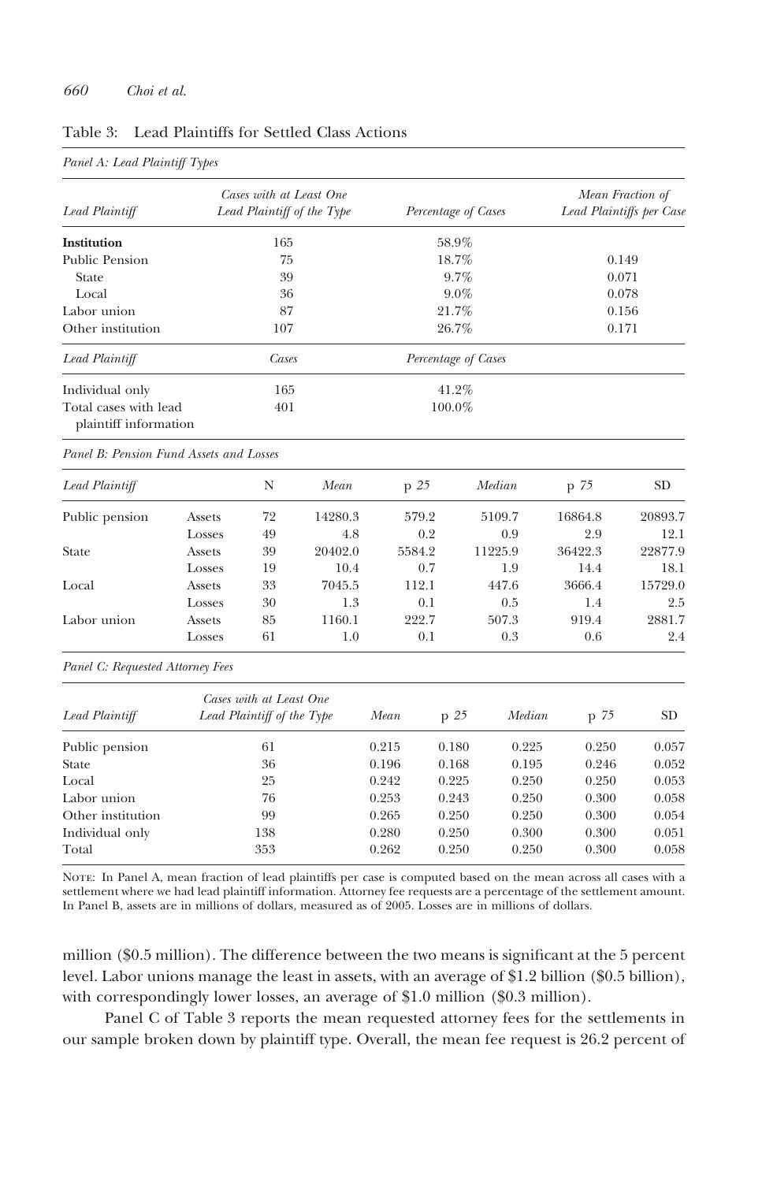Table 3: Lead Plaintiffs for Settled Class Actions

*Panel A: Lead Plaintiff Types*

| *Lead Plaintiff* | *Cases with at Least One Lead Plaintiff of the Type* | *Percentage of Cases* | *Mean Fraction of Lead Plaintiffs per Case* |
|---|---|---|---|
| **Institution** | 165 | 58.9% | |
| Public Pension | 75 | 18.7% | 0.149 |
| State | 39 | 9.7% | 0.071 |
| Local | 36 | 9.0% | 0.078 |
| Labor union | 87 | 21.7% | 0.156 |
| Other institution | 107 | 26.7% | 0.171 |
| *Lead Plaintiff* | *Cases* | *Percentage of Cases* | |
| Individual only | 165 | 41.2% | |
| Total cases with lead plaintiff information | 401 | 100.0% | |

*Panel B: Pension Fund Assets and Losses*

| *Lead Plaintiff* | | N | *Mean* | p *25* | *Median* | p *75* | SD |
|---|---|---|---|---|---|---|---|
| Public pension | Assets | 72 | 14280.3 | 579.2 | 5109.7 | 16864.8 | 20893.7 |
| | Losses | 49 | 4.8 | 0.2 | 0.9 | 2.9 | 12.1 |
| State | Assets | 39 | 20402.0 | 5584.2 | 11225.9 | 36422.3 | 22877.9 |
| | Losses | 19 | 10.4 | 0.7 | 1.9 | 14.4 | 18.1 |
| Local | Assets | 33 | 7045.5 | 112.1 | 447.6 | 3666.4 | 15729.0 |
| | Losses | 30 | 1.3 | 0.1 | 0.5 | 1.4 | 2.5 |
| Labor union | Assets | 85 | 1160.1 | 222.7 | 507.3 | 919.4 | 2881.7 |
| | Losses | 61 | 1.0 | 0.1 | 0.3 | 0.6 | 2.4 |

*Panel C: Requested Attorney Fees*

| *Lead Plaintiff* | *Cases with at Least One Lead Plaintiff of the Type* | *Mean* | p *25* | *Median* | p *75* | SD |
|---|---|---|---|---|---|---|
| Public pension | 61 | 0.215 | 0.180 | 0.225 | 0.250 | 0.057 |
| State | 36 | 0.196 | 0.168 | 0.195 | 0.246 | 0.052 |
| Local | 25 | 0.242 | 0.225 | 0.250 | 0.250 | 0.053 |
| Labor union | 76 | 0.253 | 0.243 | 0.250 | 0.300 | 0.058 |
| Other institution | 99 | 0.265 | 0.250 | 0.250 | 0.300 | 0.054 |
| Individual only | 138 | 0.280 | 0.250 | 0.300 | 0.300 | 0.051 |
| Total | 353 | 0.262 | 0.250 | 0.250 | 0.300 | 0.058 |

NOTE: In Panel A, mean fraction of lead plaintiffs per case is computed based on the mean across all cases with a settlement where we had lead plaintiff information. Attorney fee requests are a percentage of the settlement amount. In Panel B, assets are in millions of dollars, measured as of 2005. Losses are in millions of dollars.

million ($0.5 million). The difference between the two means is significant at the 5 percent level. Labor unions manage the least in assets, with an average of $1.2 billion ($0.5 billion), with correspondingly lower losses, an average of $1.0 million ($0.3 million).

Panel C of Table 3 reports the mean requested attorney fees for the settlements in our sample broken down by plaintiff type. Overall, the mean fee request is 26.2 percent of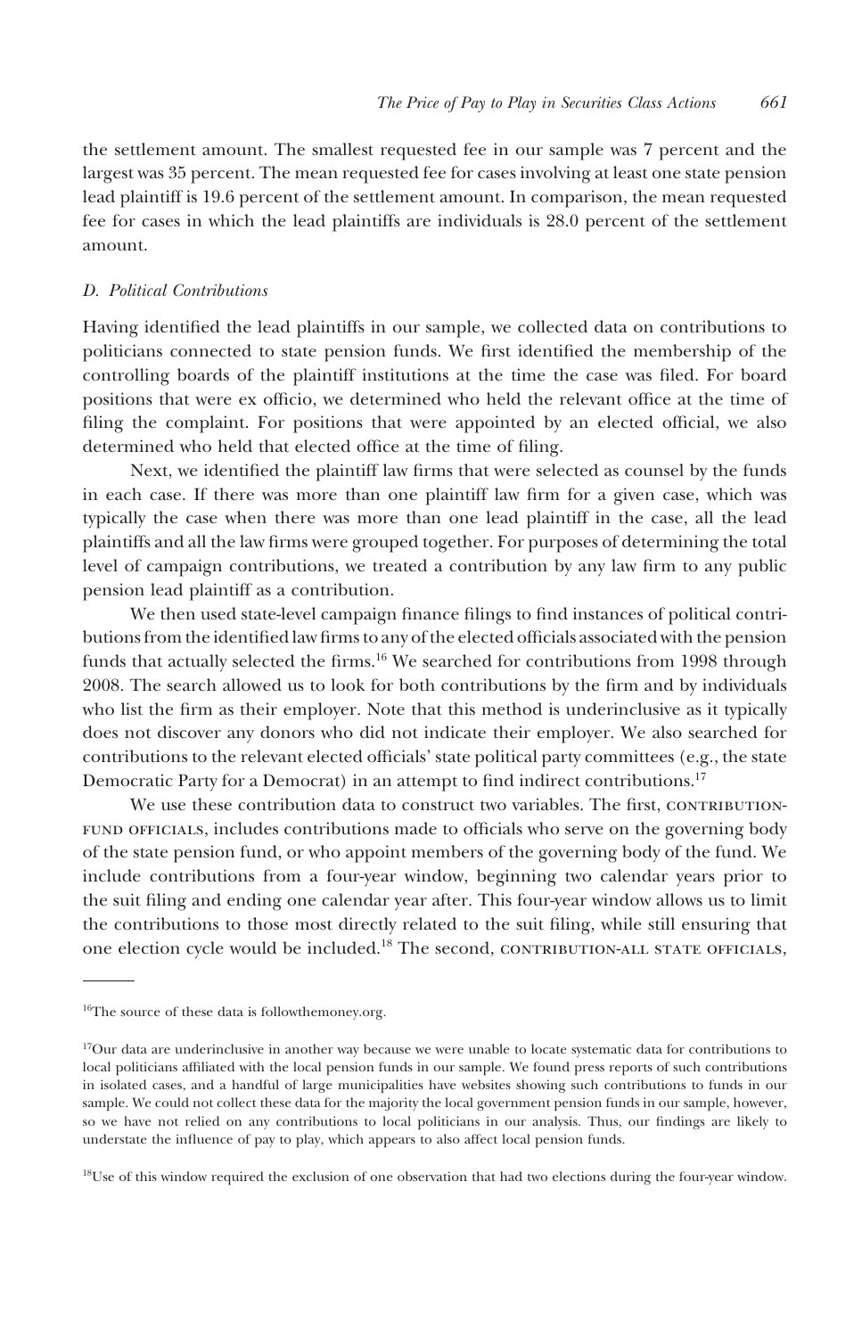the settlement amount. The smallest requested fee in our sample was 7 percent and the largest was 35 percent. The mean requested fee for cases involving at least one state pension lead plaintiff is 19.6 percent of the settlement amount. In comparison, the mean requested fee for cases in which the lead plaintiffs are individuals is 28.0 percent of the settlement amount.

### *D. Political Contributions*

Having identified the lead plaintiffs in our sample, we collected data on contributions to politicians connected to state pension funds. We first identified the membership of the controlling boards of the plaintiff institutions at the time the case was filed. For board positions that were ex officio, we determined who held the relevant office at the time of filing the complaint. For positions that were appointed by an elected official, we also determined who held that elected office at the time of filing.

Next, we identified the plaintiff law firms that were selected as counsel by the funds in each case. If there was more than one plaintiff law firm for a given case, which was typically the case when there was more than one lead plaintiff in the case, all the lead plaintiffs and all the law firms were grouped together. For purposes of determining the total level of campaign contributions, we treated a contribution by any law firm to any public pension lead plaintiff as a contribution.

We then used state-level campaign finance filings to find instances of political contributions from the identified law firms to any of the elected officials associated with the pension funds that actually selected the firms.[16] We searched for contributions from 1998 through 2008. The search allowed us to look for both contributions by the firm and by individuals who list the firm as their employer. Note that this method is underinclusive as it typically does not discover any donors who did not indicate their employer. We also searched for contributions to the relevant elected officials' state political party committees (e.g., the state Democratic Party for a Democrat) in an attempt to find indirect contributions.[17]

We use these contribution data to construct two variables. The first, CONTRIBUTION-FUND OFFICIALS, includes contributions made to officials who serve on the governing body of the state pension fund, or who appoint members of the governing body of the fund. We include contributions from a four-year window, beginning two calendar years prior to the suit filing and ending one calendar year after. This four-year window allows us to limit the contributions to those most directly related to the suit filing, while still ensuring that one election cycle would be included.[18] The second, CONTRIBUTION-ALL STATE OFFICIALS,

---

[16]The source of these data is followthemoney.org.

[17]Our data are underinclusive in another way because we were unable to locate systematic data for contributions to local politicians affiliated with the local pension funds in our sample. We found press reports of such contributions in isolated cases, and a handful of large municipalities have websites showing such contributions to funds in our sample. We could not collect these data for the majority the local government pension funds in our sample, however, so we have not relied on any contributions to local politicians in our analysis. Thus, our findings are likely to understate the influence of pay to play, which appears to also affect local pension funds.

[18]Use of this window required the exclusion of one observation that had two elections during the four-year window.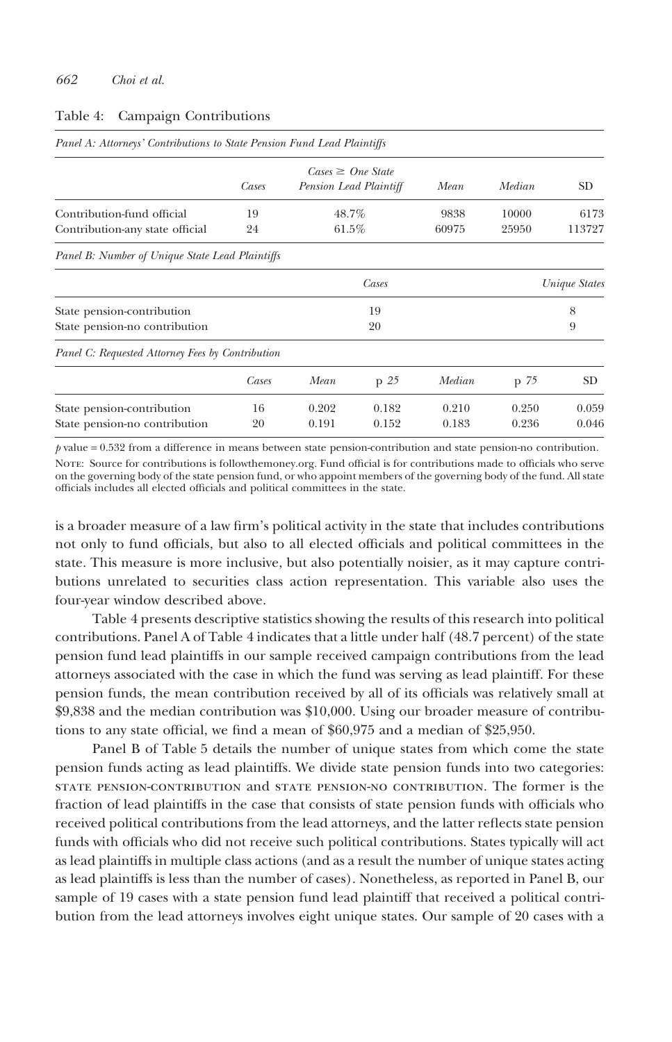Table 4: Campaign Contributions

*Panel A: Attorneys' Contributions to State Pension Fund Lead Plaintiffs*

| | Cases | Cases ≥ One State Pension Lead Plaintiff | Mean | Median | SD |
|---|---|---|---|---|---|
| Contribution-fund official | 19 | 48.7% | 9838 | 10000 | 6173 |
| Contribution-any state official | 24 | 61.5% | 60975 | 25950 | 113727 |

*Panel B: Number of Unique State Lead Plaintiffs*

| | Cases | Unique States |
|---|---|---|
| State pension-contribution | 19 | 8 |
| State pension-no contribution | 20 | 9 |

*Panel C: Requested Attorney Fees by Contribution*

| | Cases | Mean | p 25 | Median | p 75 | SD |
|---|---|---|---|---|---|---|
| State pension-contribution | 16 | 0.202 | 0.182 | 0.210 | 0.250 | 0.059 |
| State pension-no contribution | 20 | 0.191 | 0.152 | 0.183 | 0.236 | 0.046 |

$p$ value = 0.532 from a difference in means between state pension-contribution and state pension-no contribution.

NOTE: Source for contributions is followthemoney.org. Fund official is for contributions made to officials who serve on the governing body of the state pension fund, or who appoint members of the governing body of the fund. All state officials includes all elected officials and political committees in the state.

is a broader measure of a law firm's political activity in the state that includes contributions not only to fund officials, but also to all elected officials and political committees in the state. This measure is more inclusive, but also potentially noisier, as it may capture contributions unrelated to securities class action representation. This variable also uses the four-year window described above.

Table 4 presents descriptive statistics showing the results of this research into political contributions. Panel A of Table 4 indicates that a little under half (48.7 percent) of the state pension fund lead plaintiffs in our sample received campaign contributions from the lead attorneys associated with the case in which the fund was serving as lead plaintiff. For these pension funds, the mean contribution received by all of its officials was relatively small at \$9,838 and the median contribution was \$10,000. Using our broader measure of contributions to any state official, we find a mean of \$60,975 and a median of \$25,950.

Panel B of Table 5 details the number of unique states from which come the state pension funds acting as lead plaintiffs. We divide state pension funds into two categories: STATE PENSION-CONTRIBUTION and STATE PENSION-NO CONTRIBUTION. The former is the fraction of lead plaintiffs in the case that consists of state pension funds with officials who received political contributions from the lead attorneys, and the latter reflects state pension funds with officials who did not receive such political contributions. States typically will act as lead plaintiffs in multiple class actions (and as a result the number of unique states acting as lead plaintiffs is less than the number of cases). Nonetheless, as reported in Panel B, our sample of 19 cases with a state pension fund lead plaintiff that received a political contribution from the lead attorneys involves eight unique states. Our sample of 20 cases with a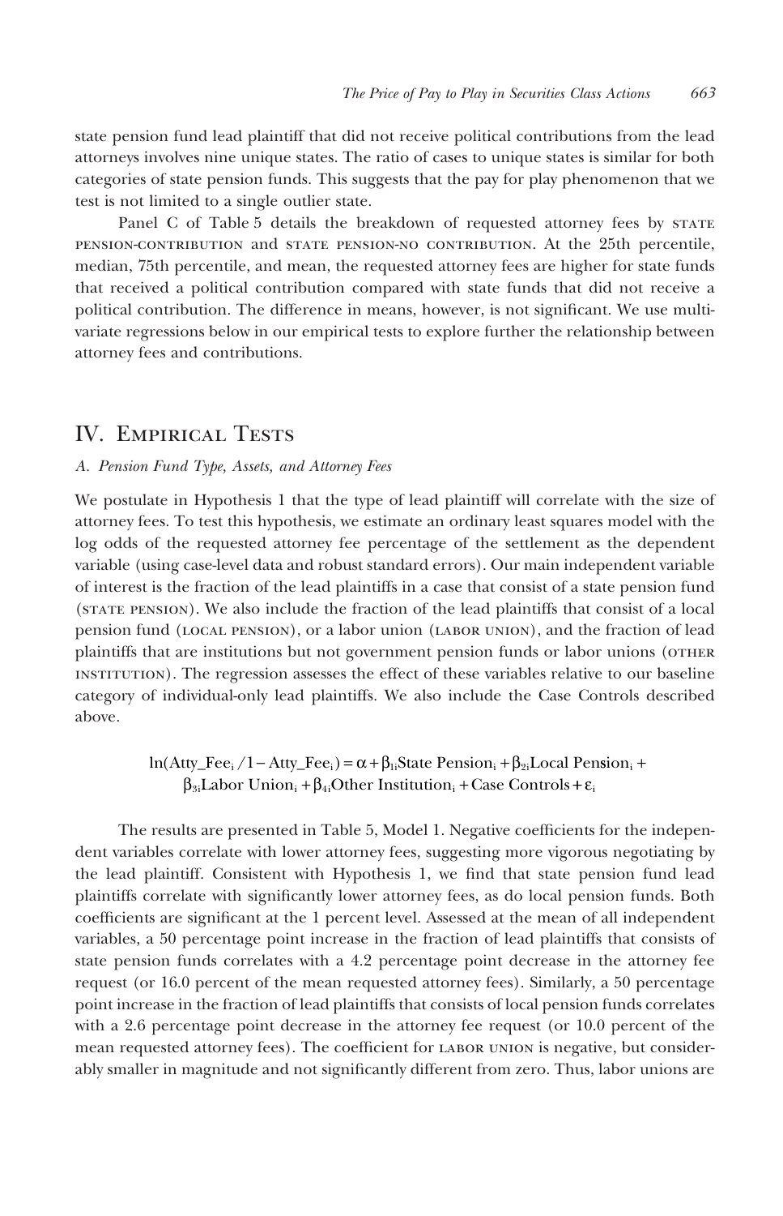state pension fund lead plaintiff that did not receive political contributions from the lead attorneys involves nine unique states. The ratio of cases to unique states is similar for both categories of state pension funds. This suggests that the pay for play phenomenon that we test is not limited to a single outlier state.

Panel C of Table 5 details the breakdown of requested attorney fees by STATE PENSION-CONTRIBUTION and STATE PENSION-NO CONTRIBUTION. At the 25th percentile, median, 75th percentile, and mean, the requested attorney fees are higher for state funds that received a political contribution compared with state funds that did not receive a political contribution. The difference in means, however, is not significant. We use multivariate regressions below in our empirical tests to explore further the relationship between attorney fees and contributions.

## IV. Empirical Tests

### *A. Pension Fund Type, Assets, and Attorney Fees*

We postulate in Hypothesis 1 that the type of lead plaintiff will correlate with the size of attorney fees. To test this hypothesis, we estimate an ordinary least squares model with the log odds of the requested attorney fee percentage of the settlement as the dependent variable (using case-level data and robust standard errors). Our main independent variable of interest is the fraction of the lead plaintiffs in a case that consist of a state pension fund (STATE PENSION). We also include the fraction of the lead plaintiffs that consist of a local pension fund (LOCAL PENSION), or a labor union (LABOR UNION), and the fraction of lead plaintiffs that are institutions but not government pension funds or labor unions (OTHER INSTITUTION). The regression assesses the effect of these variables relative to our baseline category of individual-only lead plaintiffs. We also include the Case Controls described above.

$$\ln(\text{Atty\_Fee}_i / 1 - \text{Atty\_Fee}_i) = \alpha + \beta_{1i}\text{State Pension}_i + \beta_{2i}\text{Local Pension}_i + \beta_{3i}\text{Labor Union}_i + \beta_{4i}\text{Other Institution}_i + \text{Case Controls} + \varepsilon_i$$

The results are presented in Table 5, Model 1. Negative coefficients for the independent variables correlate with lower attorney fees, suggesting more vigorous negotiating by the lead plaintiff. Consistent with Hypothesis 1, we find that state pension fund lead plaintiffs correlate with significantly lower attorney fees, as do local pension funds. Both coefficients are significant at the 1 percent level. Assessed at the mean of all independent variables, a 50 percentage point increase in the fraction of lead plaintiffs that consists of state pension funds correlates with a 4.2 percentage point decrease in the attorney fee request (or 16.0 percent of the mean requested attorney fees). Similarly, a 50 percentage point increase in the fraction of lead plaintiffs that consists of local pension funds correlates with a 2.6 percentage point decrease in the attorney fee request (or 10.0 percent of the mean requested attorney fees). The coefficient for LABOR UNION is negative, but considerably smaller in magnitude and not significantly different from zero. Thus, labor unions are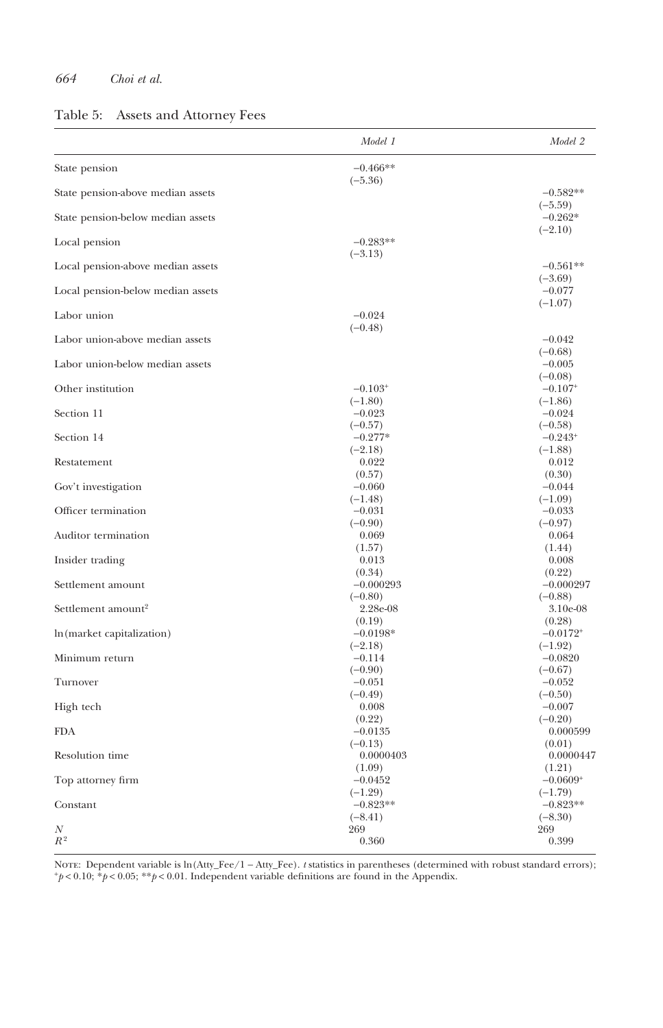Table 5: Assets and Attorney Fees

| | Model 1 | Model 2 |
|---|---|---|
| State pension | −0.466** | |
| | (−5.36) | |
| State pension-above median assets | | −0.582** |
| | | (−5.59) |
| State pension-below median assets | | −0.262* |
| | | (−2.10) |
| Local pension | −0.283** | |
| | (−3.13) | |
| Local pension-above median assets | | −0.561** |
| | | (−3.69) |
| Local pension-below median assets | | −0.077 |
| | | (−1.07) |
| Labor union | −0.024 | |
| | (−0.48) | |
| Labor union-above median assets | | −0.042 |
| | | (−0.68) |
| Labor union-below median assets | | −0.005 |
| | | (−0.08) |
| Other institution | −0.103+ | −0.107+ |
| | (−1.80) | (−1.86) |
| Section 11 | −0.023 | −0.024 |
| | (−0.57) | (−0.58) |
| Section 14 | −0.277* | −0.243+ |
| | (−2.18) | (−1.88) |
| Restatement | 0.022 | 0.012 |
| | (0.57) | (0.30) |
| Gov't investigation | −0.060 | −0.044 |
| | (−1.48) | (−1.09) |
| Officer termination | −0.031 | −0.033 |
| | (−0.90) | (−0.97) |
| Auditor termination | 0.069 | 0.064 |
| | (1.57) | (1.44) |
| Insider trading | 0.013 | 0.008 |
| | (0.34) | (0.22) |
| Settlement amount | −0.000293 | −0.000297 |
| | (−0.80) | (−0.88) |
| Settlement amount$^2$ | 2.28e-08 | 3.10e-08 |
| | (0.19) | (0.28) |
| ln(market capitalization) | −0.0198* | −0.0172+ |
| | (−2.18) | (−1.92) |
| Minimum return | −0.114 | −0.0820 |
| | (−0.90) | (−0.67) |
| Turnover | −0.051 | −0.052 |
| | (−0.49) | (−0.50) |
| High tech | 0.008 | −0.007 |
| | (0.22) | (−0.20) |
| FDA | −0.0135 | 0.000599 |
| | (−0.13) | (0.01) |
| Resolution time | 0.0000403 | 0.0000447 |
| | (1.09) | (1.21) |
| Top attorney firm | −0.0452 | −0.0609+ |
| | (−1.29) | (−1.79) |
| Constant | −0.823** | −0.823** |
| | (−8.41) | (−8.30) |
| $N$ | 269 | 269 |
| $R^2$ | 0.360 | 0.399 |

NOTE: Dependent variable is ln(Atty_Fee/1 − Atty_Fee). $t$ statistics in parentheses (determined with robust standard errors); $^+p < 0.10$; $^*p < 0.05$; $^{**}p < 0.01$. Independent variable definitions are found in the Appendix.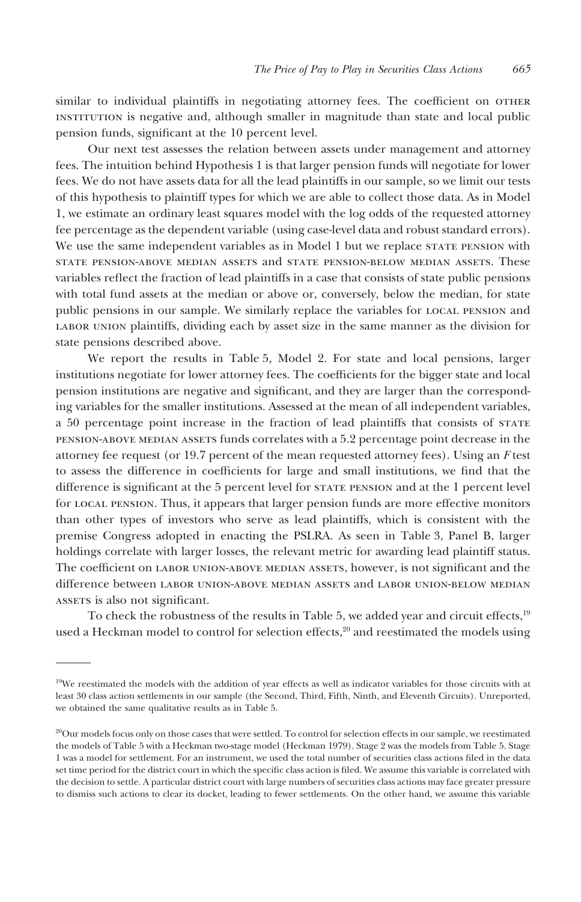similar to individual plaintiffs in negotiating attorney fees. The coefficient on OTHER INSTITUTION is negative and, although smaller in magnitude than state and local public pension funds, significant at the 10 percent level.

Our next test assesses the relation between assets under management and attorney fees. The intuition behind Hypothesis 1 is that larger pension funds will negotiate for lower fees. We do not have assets data for all the lead plaintiffs in our sample, so we limit our tests of this hypothesis to plaintiff types for which we are able to collect those data. As in Model 1, we estimate an ordinary least squares model with the log odds of the requested attorney fee percentage as the dependent variable (using case-level data and robust standard errors). We use the same independent variables as in Model 1 but we replace STATE PENSION with STATE PENSION-ABOVE MEDIAN ASSETS and STATE PENSION-BELOW MEDIAN ASSETS. These variables reflect the fraction of lead plaintiffs in a case that consists of state public pensions with total fund assets at the median or above or, conversely, below the median, for state public pensions in our sample. We similarly replace the variables for LOCAL PENSION and LABOR UNION plaintiffs, dividing each by asset size in the same manner as the division for state pensions described above.

We report the results in Table 5, Model 2. For state and local pensions, larger institutions negotiate for lower attorney fees. The coefficients for the bigger state and local pension institutions are negative and significant, and they are larger than the corresponding variables for the smaller institutions. Assessed at the mean of all independent variables, a 50 percentage point increase in the fraction of lead plaintiffs that consists of STATE PENSION-ABOVE MEDIAN ASSETS funds correlates with a 5.2 percentage point decrease in the attorney fee request (or 19.7 percent of the mean requested attorney fees). Using an *F* test to assess the difference in coefficients for large and small institutions, we find that the difference is significant at the 5 percent level for STATE PENSION and at the 1 percent level for LOCAL PENSION. Thus, it appears that larger pension funds are more effective monitors than other types of investors who serve as lead plaintiffs, which is consistent with the premise Congress adopted in enacting the PSLRA. As seen in Table 3, Panel B, larger holdings correlate with larger losses, the relevant metric for awarding lead plaintiff status. The coefficient on LABOR UNION-ABOVE MEDIAN ASSETS, however, is not significant and the difference between LABOR UNION-ABOVE MEDIAN ASSETS and LABOR UNION-BELOW MEDIAN ASSETS is also not significant.

To check the robustness of the results in Table 5, we added year and circuit effects,[19] used a Heckman model to control for selection effects,[20] and reestimated the models using

---

[19]We reestimated the models with the addition of year effects as well as indicator variables for those circuits with at least 30 class action settlements in our sample (the Second, Third, Fifth, Ninth, and Eleventh Circuits). Unreported, we obtained the same qualitative results as in Table 5.

[20]Our models focus only on those cases that were settled. To control for selection effects in our sample, we reestimated the models of Table 5 with a Heckman two-stage model (Heckman 1979). Stage 2 was the models from Table 5. Stage 1 was a model for settlement. For an instrument, we used the total number of securities class actions filed in the data set time period for the district court in which the specific class action is filed. We assume this variable is correlated with the decision to settle. A particular district court with large numbers of securities class actions may face greater pressure to dismiss such actions to clear its docket, leading to fewer settlements. On the other hand, we assume this variable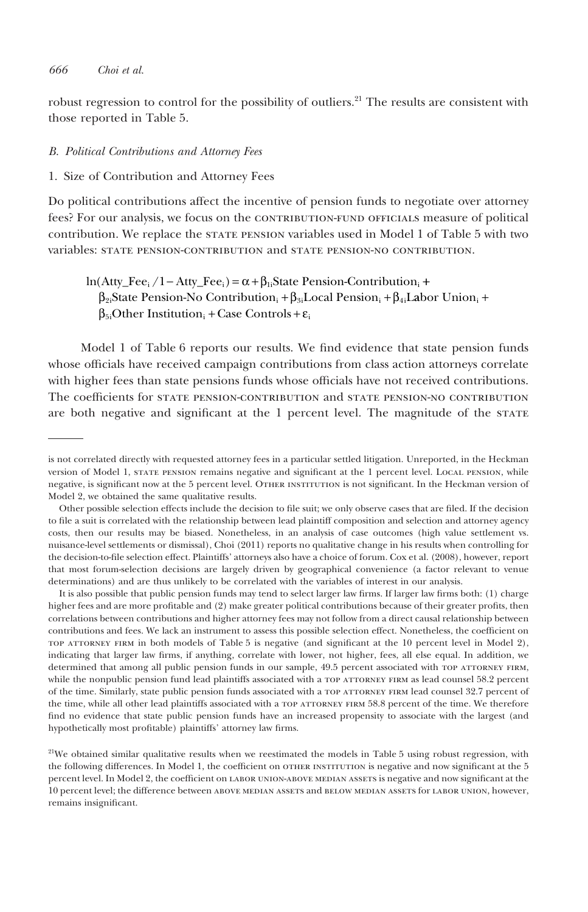robust regression to control for the possibility of outliers.[21] The results are consistent with those reported in Table 5.

### *B. Political Contributions and Attorney Fees*

#### 1. Size of Contribution and Attorney Fees

Do political contributions affect the incentive of pension funds to negotiate over attorney fees? For our analysis, we focus on the CONTRIBUTION-FUND OFFICIALS measure of political contribution. We replace the STATE PENSION variables used in Model 1 of Table 5 with two variables: STATE PENSION-CONTRIBUTION and STATE PENSION-NO CONTRIBUTION.

$$\ln(\text{Atty\_Fee}_i / 1 - \text{Atty\_Fee}_i) = \alpha + \beta_{1i}\text{State Pension-Contribution}_i + \beta_{2i}\text{State Pension-No Contribution}_i + \beta_{3i}\text{Local Pension}_i + \beta_{4i}\text{Labor Union}_i + \beta_{5i}\text{Other Institution}_i + \text{Case Controls} + \varepsilon_i$$

Model 1 of Table 6 reports our results. We find evidence that state pension funds whose officials have received campaign contributions from class action attorneys correlate with higher fees than state pensions funds whose officials have not received contributions. The coefficients for STATE PENSION-CONTRIBUTION and STATE PENSION-NO CONTRIBUTION are both negative and significant at the 1 percent level. The magnitude of the STATE

---

is not correlated directly with requested attorney fees in a particular settled litigation. Unreported, in the Heckman version of Model 1, STATE PENSION remains negative and significant at the 1 percent level. LOCAL PENSION, while negative, is significant now at the 5 percent level. OTHER INSTITUTION is not significant. In the Heckman version of Model 2, we obtained the same qualitative results.

Other possible selection effects include the decision to file suit; we only observe cases that are filed. If the decision to file a suit is correlated with the relationship between lead plaintiff composition and selection and attorney agency costs, then our results may be biased. Nonetheless, in an analysis of case outcomes (high value settlement vs. nuisance-level settlements or dismissal), Choi (2011) reports no qualitative change in his results when controlling for the decision-to-file selection effect. Plaintiffs' attorneys also have a choice of forum. Cox et al. (2008), however, report that most forum-selection decisions are largely driven by geographical convenience (a factor relevant to venue determinations) and are thus unlikely to be correlated with the variables of interest in our analysis.

It is also possible that public pension funds may tend to select larger law firms. If larger law firms both: (1) charge higher fees and are more profitable and (2) make greater political contributions because of their greater profits, then correlations between contributions and higher attorney fees may not follow from a direct causal relationship between contributions and fees. We lack an instrument to assess this possible selection effect. Nonetheless, the coefficient on TOP ATTORNEY FIRM in both models of Table 5 is negative (and significant at the 10 percent level in Model 2), indicating that larger law firms, if anything, correlate with lower, not higher, fees, all else equal. In addition, we determined that among all public pension funds in our sample, 49.5 percent associated with TOP ATTORNEY FIRM, while the nonpublic pension fund lead plaintiffs associated with a TOP ATTORNEY FIRM as lead counsel 58.2 percent of the time. Similarly, state public pension funds associated with a TOP ATTORNEY FIRM lead counsel 32.7 percent of the time, while all other lead plaintiffs associated with a TOP ATTORNEY FIRM 58.8 percent of the time. We therefore find no evidence that state public pension funds have an increased propensity to associate with the largest (and hypothetically most profitable) plaintiffs' attorney law firms.

[21]We obtained similar qualitative results when we reestimated the models in Table 5 using robust regression, with the following differences. In Model 1, the coefficient on OTHER INSTITUTION is negative and now significant at the 5 percent level. In Model 2, the coefficient on LABOR UNION-ABOVE MEDIAN ASSETS is negative and now significant at the 10 percent level; the difference between ABOVE MEDIAN ASSETS and BELOW MEDIAN ASSETS for LABOR UNION, however, remains insignificant.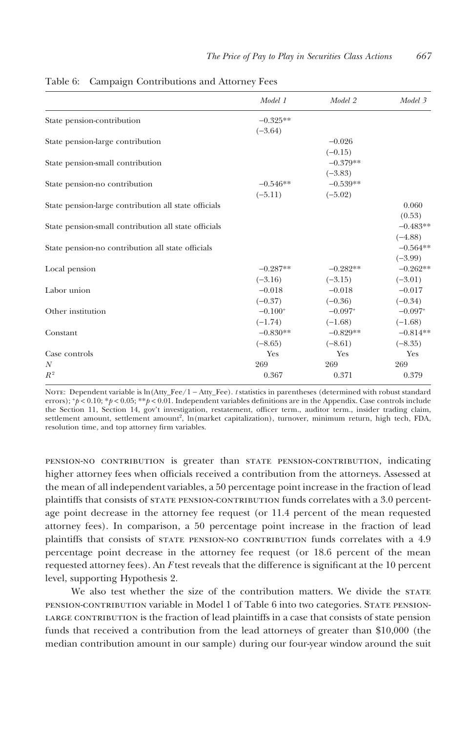Table 6: Campaign Contributions and Attorney Fees

| | *Model 1* | *Model 2* | *Model 3* |
|---|---|---|---|
| State pension-contribution | −0.325** | | |
| | (−3.64) | | |
| State pension-large contribution | | −0.026 | |
| | | (−0.15) | |
| State pension-small contribution | | −0.379** | |
| | | (−3.83) | |
| State pension-no contribution | −0.546** | −0.539** | |
| | (−5.11) | (−5.02) | |
| State pension-large contribution all state officials | | | 0.060 |
| | | | (0.53) |
| State pension-small contribution all state officials | | | −0.483** |
| | | | (−4.88) |
| State pension-no contribution all state officials | | | −0.564** |
| | | | (−3.99) |
| Local pension | −0.287** | −0.282** | −0.262** |
| | (−3.16) | (−3.15) | (−3.01) |
| Labor union | −0.018 | −0.018 | −0.017 |
| | (−0.37) | (−0.36) | (−0.34) |
| Other institution | −0.100+ | −0.097+ | −0.097+ |
| | (−1.74) | (−1.68) | (−1.68) |
| Constant | −0.830** | −0.829** | −0.814** |
| | (−8.65) | (−8.61) | (−8.35) |
| Case controls | Yes | Yes | Yes |
| $N$ | 269 | 269 | 269 |
| $R^2$ | 0.367 | 0.371 | 0.379 |

NOTE: Dependent variable is ln(Atty_Fee/1 − Atty_Fee). *t* statistics in parentheses (determined with robust standard errors); $^{+}p < 0.10$; $^{*}p < 0.05$; $^{**}p < 0.01$. Independent variables definitions are in the Appendix. Case controls include the Section 11, Section 14, gov't investigation, restatement, officer term., auditor term., insider trading claim, settlement amount, settlement amount², ln(market capitalization), turnover, minimum return, high tech, FDA, resolution time, and top attorney firm variables.

PENSION-NO CONTRIBUTION is greater than STATE PENSION-CONTRIBUTION, indicating higher attorney fees when officials received a contribution from the attorneys. Assessed at the mean of all independent variables, a 50 percentage point increase in the fraction of lead plaintiffs that consists of STATE PENSION-CONTRIBUTION funds correlates with a 3.0 percentage point decrease in the attorney fee request (or 11.4 percent of the mean requested attorney fees). In comparison, a 50 percentage point increase in the fraction of lead plaintiffs that consists of STATE PENSION-NO CONTRIBUTION funds correlates with a 4.9 percentage point decrease in the attorney fee request (or 18.6 percent of the mean requested attorney fees). An *F* test reveals that the difference is significant at the 10 percent level, supporting Hypothesis 2.

We also test whether the size of the contribution matters. We divide the STATE PENSION-CONTRIBUTION variable in Model 1 of Table 6 into two categories. STATE PENSION-LARGE CONTRIBUTION is the fraction of lead plaintiffs in a case that consists of state pension funds that received a contribution from the lead attorneys of greater than \$10,000 (the median contribution amount in our sample) during our four-year window around the suit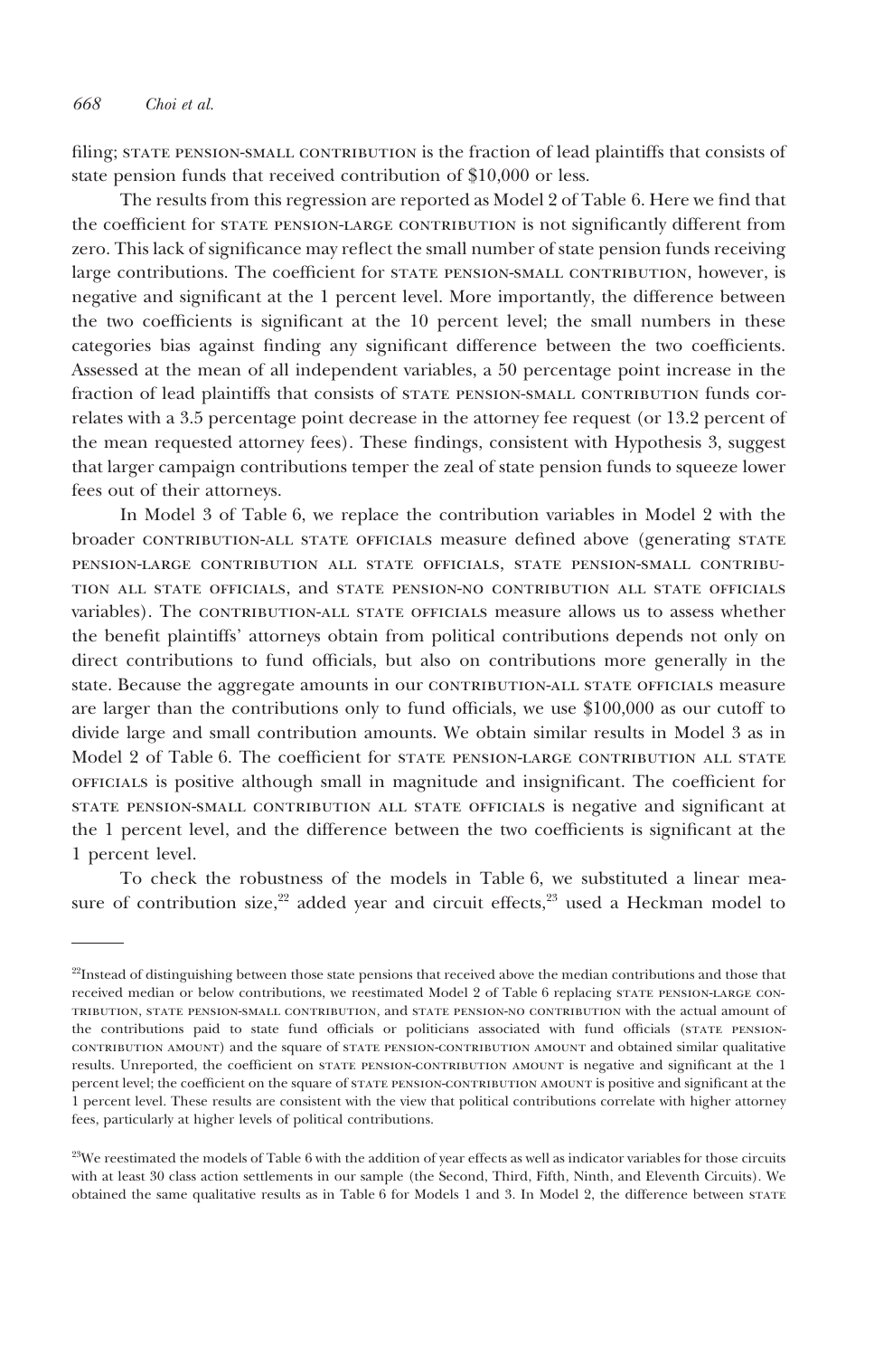filing; STATE PENSION-SMALL CONTRIBUTION is the fraction of lead plaintiffs that consists of state pension funds that received contribution of $10,000 or less.

The results from this regression are reported as Model 2 of Table 6. Here we find that the coefficient for STATE PENSION-LARGE CONTRIBUTION is not significantly different from zero. This lack of significance may reflect the small number of state pension funds receiving large contributions. The coefficient for STATE PENSION-SMALL CONTRIBUTION, however, is negative and significant at the 1 percent level. More importantly, the difference between the two coefficients is significant at the 10 percent level; the small numbers in these categories bias against finding any significant difference between the two coefficients. Assessed at the mean of all independent variables, a 50 percentage point increase in the fraction of lead plaintiffs that consists of STATE PENSION-SMALL CONTRIBUTION funds correlates with a 3.5 percentage point decrease in the attorney fee request (or 13.2 percent of the mean requested attorney fees). These findings, consistent with Hypothesis 3, suggest that larger campaign contributions temper the zeal of state pension funds to squeeze lower fees out of their attorneys.

In Model 3 of Table 6, we replace the contribution variables in Model 2 with the broader CONTRIBUTION-ALL STATE OFFICIALS measure defined above (generating STATE PENSION-LARGE CONTRIBUTION ALL STATE OFFICIALS, STATE PENSION-SMALL CONTRIBUTION ALL STATE OFFICIALS, and STATE PENSION-NO CONTRIBUTION ALL STATE OFFICIALS variables). The CONTRIBUTION-ALL STATE OFFICIALS measure allows us to assess whether the benefit plaintiffs' attorneys obtain from political contributions depends not only on direct contributions to fund officials, but also on contributions more generally in the state. Because the aggregate amounts in our CONTRIBUTION-ALL STATE OFFICIALS measure are larger than the contributions only to fund officials, we use $100,000 as our cutoff to divide large and small contribution amounts. We obtain similar results in Model 3 as in Model 2 of Table 6. The coefficient for STATE PENSION-LARGE CONTRIBUTION ALL STATE OFFICIALS is positive although small in magnitude and insignificant. The coefficient for STATE PENSION-SMALL CONTRIBUTION ALL STATE OFFICIALS is negative and significant at the 1 percent level, and the difference between the two coefficients is significant at the 1 percent level.

To check the robustness of the models in Table 6, we substituted a linear measure of contribution size,[22] added year and circuit effects,[23] used a Heckman model to

---

[22]Instead of distinguishing between those state pensions that received above the median contributions and those that received median or below contributions, we reestimated Model 2 of Table 6 replacing STATE PENSION-LARGE CONTRIBUTION, STATE PENSION-SMALL CONTRIBUTION, and STATE PENSION-NO CONTRIBUTION with the actual amount of the contributions paid to state fund officials or politicians associated with fund officials (STATE PENSION-CONTRIBUTION AMOUNT) and the square of STATE PENSION-CONTRIBUTION AMOUNT and obtained similar qualitative results. Unreported, the coefficient on STATE PENSION-CONTRIBUTION AMOUNT is negative and significant at the 1 percent level; the coefficient on the square of STATE PENSION-CONTRIBUTION AMOUNT is positive and significant at the 1 percent level. These results are consistent with the view that political contributions correlate with higher attorney fees, particularly at higher levels of political contributions.

[23]We reestimated the models of Table 6 with the addition of year effects as well as indicator variables for those circuits with at least 30 class action settlements in our sample (the Second, Third, Fifth, Ninth, and Eleventh Circuits). We obtained the same qualitative results as in Table 6 for Models 1 and 3. In Model 2, the difference between STATE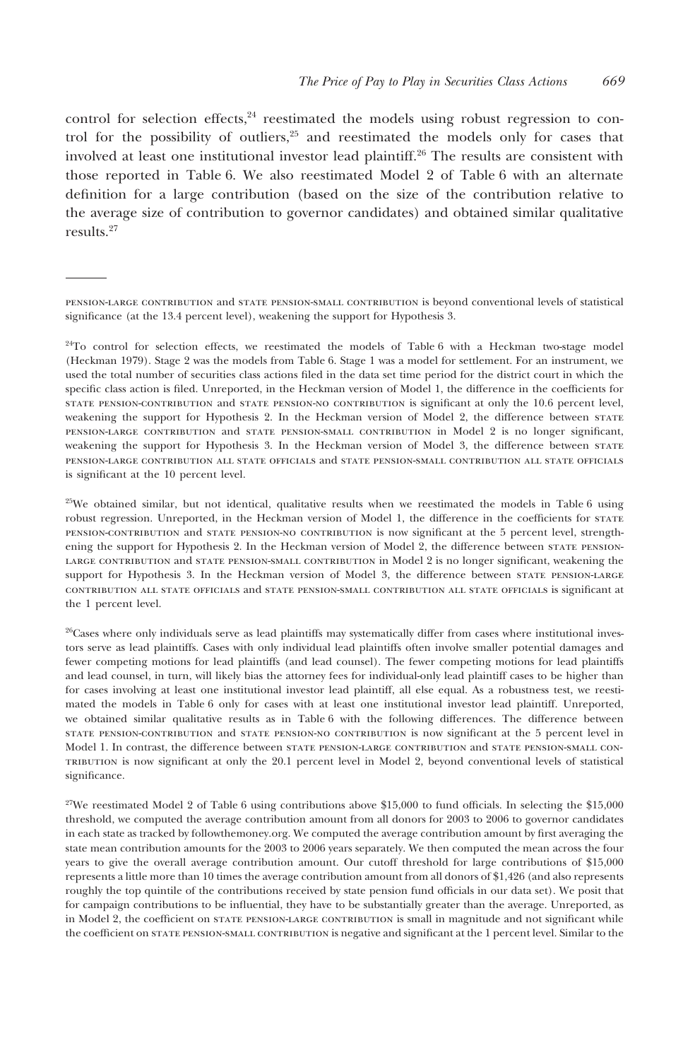control for selection effects,[24] reestimated the models using robust regression to control for the possibility of outliers,[25] and reestimated the models only for cases that involved at least one institutional investor lead plaintiff.[26] The results are consistent with those reported in Table 6. We also reestimated Model 2 of Table 6 with an alternate definition for a large contribution (based on the size of the contribution relative to the average size of contribution to governor candidates) and obtained similar qualitative results.[27]

---

STATE PENSION-LARGE CONTRIBUTION and STATE PENSION-SMALL CONTRIBUTION is beyond conventional levels of statistical significance (at the 13.4 percent level), weakening the support for Hypothesis 3.

[24]To control for selection effects, we reestimated the models of Table 6 with a Heckman two-stage model (Heckman 1979). Stage 2 was the models from Table 6. Stage 1 was a model for settlement. For an instrument, we used the total number of securities class actions filed in the data set time period for the district court in which the specific class action is filed. Unreported, in the Heckman version of Model 1, the difference in the coefficients for STATE PENSION-CONTRIBUTION and STATE PENSION-NO CONTRIBUTION is significant at only the 10.6 percent level, weakening the support for Hypothesis 2. In the Heckman version of Model 2, the difference between STATE PENSION-LARGE CONTRIBUTION and STATE PENSION-SMALL CONTRIBUTION in Model 2 is no longer significant, weakening the support for Hypothesis 3. In the Heckman version of Model 3, the difference between STATE PENSION-LARGE CONTRIBUTION ALL STATE OFFICIALS and STATE PENSION-SMALL CONTRIBUTION ALL STATE OFFICIALS is significant at the 10 percent level.

[25]We obtained similar, but not identical, qualitative results when we reestimated the models in Table 6 using robust regression. Unreported, in the Heckman version of Model 1, the difference in the coefficients for STATE PENSION-CONTRIBUTION and STATE PENSION-NO CONTRIBUTION is now significant at the 5 percent level, strengthening the support for Hypothesis 2. In the Heckman version of Model 2, the difference between STATE PENSION-LARGE CONTRIBUTION and STATE PENSION-SMALL CONTRIBUTION in Model 2 is no longer significant, weakening the support for Hypothesis 3. In the Heckman version of Model 3, the difference between STATE PENSION-LARGE CONTRIBUTION ALL STATE OFFICIALS and STATE PENSION-SMALL CONTRIBUTION ALL STATE OFFICIALS is significant at the 1 percent level.

[26]Cases where only individuals serve as lead plaintiffs may systematically differ from cases where institutional investors serve as lead plaintiffs. Cases with only individual lead plaintiffs often involve smaller potential damages and fewer competing motions for lead plaintiffs (and lead counsel). The fewer competing motions for lead plaintiffs and lead counsel, in turn, will likely bias the attorney fees for individual-only lead plaintiff cases to be higher than for cases involving at least one institutional investor lead plaintiff, all else equal. As a robustness test, we reestimated the models in Table 6 only for cases with at least one institutional investor lead plaintiff. Unreported, we obtained similar qualitative results as in Table 6 with the following differences. The difference between STATE PENSION-CONTRIBUTION and STATE PENSION-NO CONTRIBUTION is now significant at the 5 percent level in Model 1. In contrast, the difference between STATE PENSION-LARGE CONTRIBUTION and STATE PENSION-SMALL CONTRIBUTION is now significant at only the 20.1 percent level in Model 2, beyond conventional levels of statistical significance.

[27]We reestimated Model 2 of Table 6 using contributions above $15,000 to fund officials. In selecting the $15,000 threshold, we computed the average contribution amount from all donors for 2003 to 2006 to governor candidates in each state as tracked by followthemoney.org. We computed the average contribution amount by first averaging the state mean contribution amounts for the 2003 to 2006 years separately. We then computed the mean across the four years to give the overall average contribution amount. Our cutoff threshold for large contributions of $15,000 represents a little more than 10 times the average contribution amount from all donors of $1,426 (and also represents roughly the top quintile of the contributions received by state pension fund officials in our data set). We posit that for campaign contributions to be influential, they have to be substantially greater than the average. Unreported, as in Model 2, the coefficient on STATE PENSION-LARGE CONTRIBUTION is small in magnitude and not significant while the coefficient on STATE PENSION-SMALL CONTRIBUTION is negative and significant at the 1 percent level. Similar to the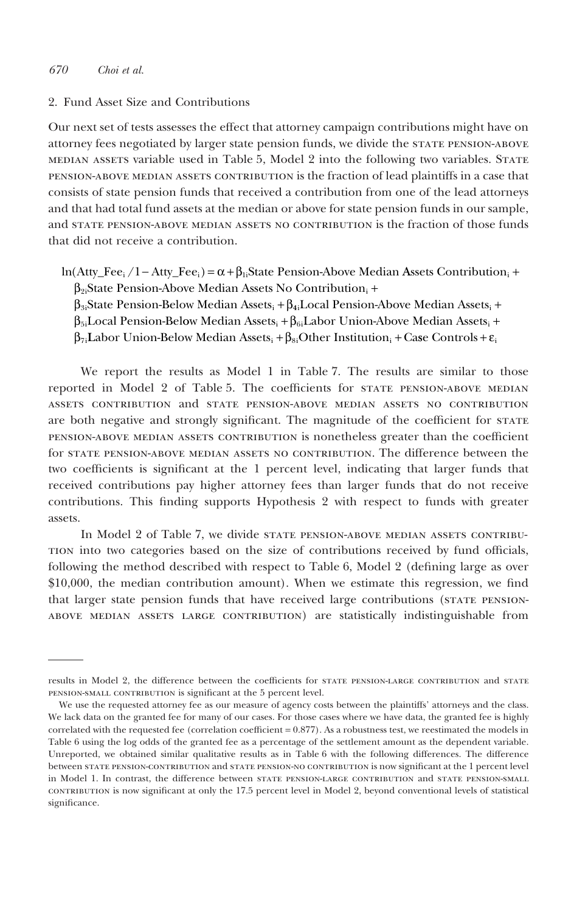2. Fund Asset Size and Contributions

Our next set of tests assesses the effect that attorney campaign contributions might have on attorney fees negotiated by larger state pension funds, we divide the STATE PENSION-ABOVE MEDIAN ASSETS variable used in Table 5, Model 2 into the following two variables. STATE PENSION-ABOVE MEDIAN ASSETS CONTRIBUTION is the fraction of lead plaintiffs in a case that consists of state pension funds that received a contribution from one of the lead attorneys and that had total fund assets at the median or above for state pension funds in our sample, and STATE PENSION-ABOVE MEDIAN ASSETS NO CONTRIBUTION is the fraction of those funds that did not receive a contribution.

$$\begin{aligned}\ln(\text{Atty\_Fee}_i/1-\text{Atty\_Fee}_i) &= \alpha + \beta_{1i}\text{State Pension-Above Median Assets Contribution}_i + \\ &\beta_{2i}\text{State Pension-Above Median Assets No Contribution}_i + \\ &\beta_{3i}\text{State Pension-Below Median Assets}_i + \beta_{4i}\text{Local Pension-Above Median Assets}_i + \\ &\beta_{5i}\text{Local Pension-Below Median Assets}_i + \beta_{6i}\text{Labor Union-Above Median Assets}_i + \\ &\beta_{7i}\text{Labor Union-Below Median Assets}_i + \beta_{8i}\text{Other Institution}_i + \text{Case Controls} + \varepsilon_i\end{aligned}$$

We report the results as Model 1 in Table 7. The results are similar to those reported in Model 2 of Table 5. The coefficients for STATE PENSION-ABOVE MEDIAN ASSETS CONTRIBUTION and STATE PENSION-ABOVE MEDIAN ASSETS NO CONTRIBUTION are both negative and strongly significant. The magnitude of the coefficient for STATE PENSION-ABOVE MEDIAN ASSETS CONTRIBUTION is nonetheless greater than the coefficient for STATE PENSION-ABOVE MEDIAN ASSETS NO CONTRIBUTION. The difference between the two coefficients is significant at the 1 percent level, indicating that larger funds that received contributions pay higher attorney fees than larger funds that do not receive contributions. This finding supports Hypothesis 2 with respect to funds with greater assets.

In Model 2 of Table 7, we divide STATE PENSION-ABOVE MEDIAN ASSETS CONTRIBUTION into two categories based on the size of contributions received by fund officials, following the method described with respect to Table 6, Model 2 (defining large as over \$10,000, the median contribution amount). When we estimate this regression, we find that larger state pension funds that have received large contributions (STATE PENSION-ABOVE MEDIAN ASSETS LARGE CONTRIBUTION) are statistically indistinguishable from

---

results in Model 2, the difference between the coefficients for STATE PENSION-LARGE CONTRIBUTION and STATE PENSION-SMALL CONTRIBUTION is significant at the 5 percent level.

We use the requested attorney fee as our measure of agency costs between the plaintiffs' attorneys and the class. We lack data on the granted fee for many of our cases. For those cases where we have data, the granted fee is highly correlated with the requested fee (correlation coefficient = 0.877). As a robustness test, we reestimated the models in Table 6 using the log odds of the granted fee as a percentage of the settlement amount as the dependent variable. Unreported, we obtained similar qualitative results as in Table 6 with the following differences. The difference between STATE PENSION-CONTRIBUTION and STATE PENSION-NO CONTRIBUTION is now significant at the 1 percent level in Model 1. In contrast, the difference between STATE PENSION-LARGE CONTRIBUTION and STATE PENSION-SMALL CONTRIBUTION is now significant at only the 17.5 percent level in Model 2, beyond conventional levels of statistical significance.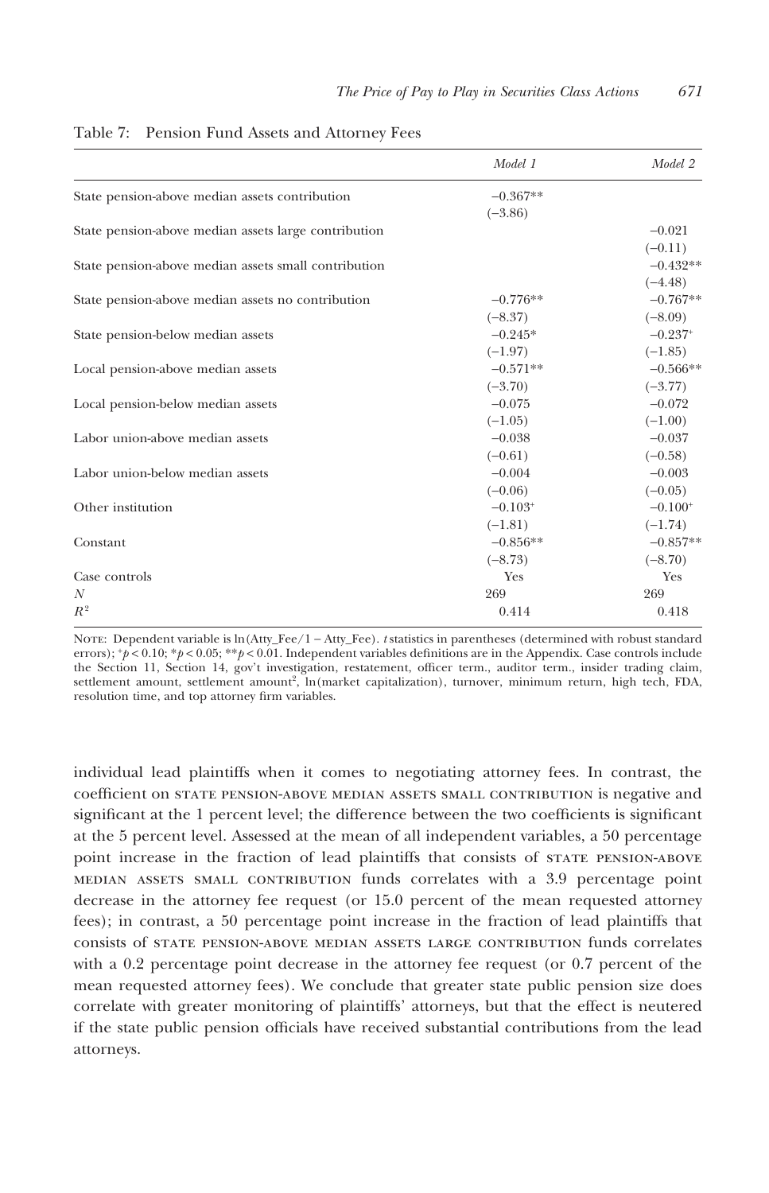Table 7: Pension Fund Assets and Attorney Fees

| | *Model 1* | *Model 2* |
|---|---|---|
| State pension-above median assets contribution | −0.367** | |
| | (−3.86) | |
| State pension-above median assets large contribution | | −0.021 |
| | | (−0.11) |
| State pension-above median assets small contribution | | −0.432** |
| | | (−4.48) |
| State pension-above median assets no contribution | −0.776** | −0.767** |
| | (−8.37) | (−8.09) |
| State pension-below median assets | −0.245* | −0.237+ |
| | (−1.97) | (−1.85) |
| Local pension-above median assets | −0.571** | −0.566** |
| | (−3.70) | (−3.77) |
| Local pension-below median assets | −0.075 | −0.072 |
| | (−1.05) | (−1.00) |
| Labor union-above median assets | −0.038 | −0.037 |
| | (−0.61) | (−0.58) |
| Labor union-below median assets | −0.004 | −0.003 |
| | (−0.06) | (−0.05) |
| Other institution | −0.103+ | −0.100+ |
| | (−1.81) | (−1.74) |
| Constant | −0.856** | −0.857** |
| | (−8.73) | (−8.70) |
| Case controls | Yes | Yes |
| $N$ | 269 | 269 |
| $R^2$ | 0.414 | 0.418 |

NOTE: Dependent variable is ln(Atty_Fee/1 − Atty_Fee). *t* statistics in parentheses (determined with robust standard errors); $^{+}p < 0.10$; $^{*}p < 0.05$; $^{**}p < 0.01$. Independent variables definitions are in the Appendix. Case controls include the Section 11, Section 14, gov't investigation, restatement, officer term., auditor term., insider trading claim, settlement amount, settlement amount$^2$, ln(market capitalization), turnover, minimum return, high tech, FDA, resolution time, and top attorney firm variables.

individual lead plaintiffs when it comes to negotiating attorney fees. In contrast, the coefficient on STATE PENSION-ABOVE MEDIAN ASSETS SMALL CONTRIBUTION is negative and significant at the 1 percent level; the difference between the two coefficients is significant at the 5 percent level. Assessed at the mean of all independent variables, a 50 percentage point increase in the fraction of lead plaintiffs that consists of STATE PENSION-ABOVE MEDIAN ASSETS SMALL CONTRIBUTION funds correlates with a 3.9 percentage point decrease in the attorney fee request (or 15.0 percent of the mean requested attorney fees); in contrast, a 50 percentage point increase in the fraction of lead plaintiffs that consists of STATE PENSION-ABOVE MEDIAN ASSETS LARGE CONTRIBUTION funds correlates with a 0.2 percentage point decrease in the attorney fee request (or 0.7 percent of the mean requested attorney fees). We conclude that greater state public pension size does correlate with greater monitoring of plaintiffs' attorneys, but that the effect is neutered if the state public pension officials have received substantial contributions from the lead attorneys.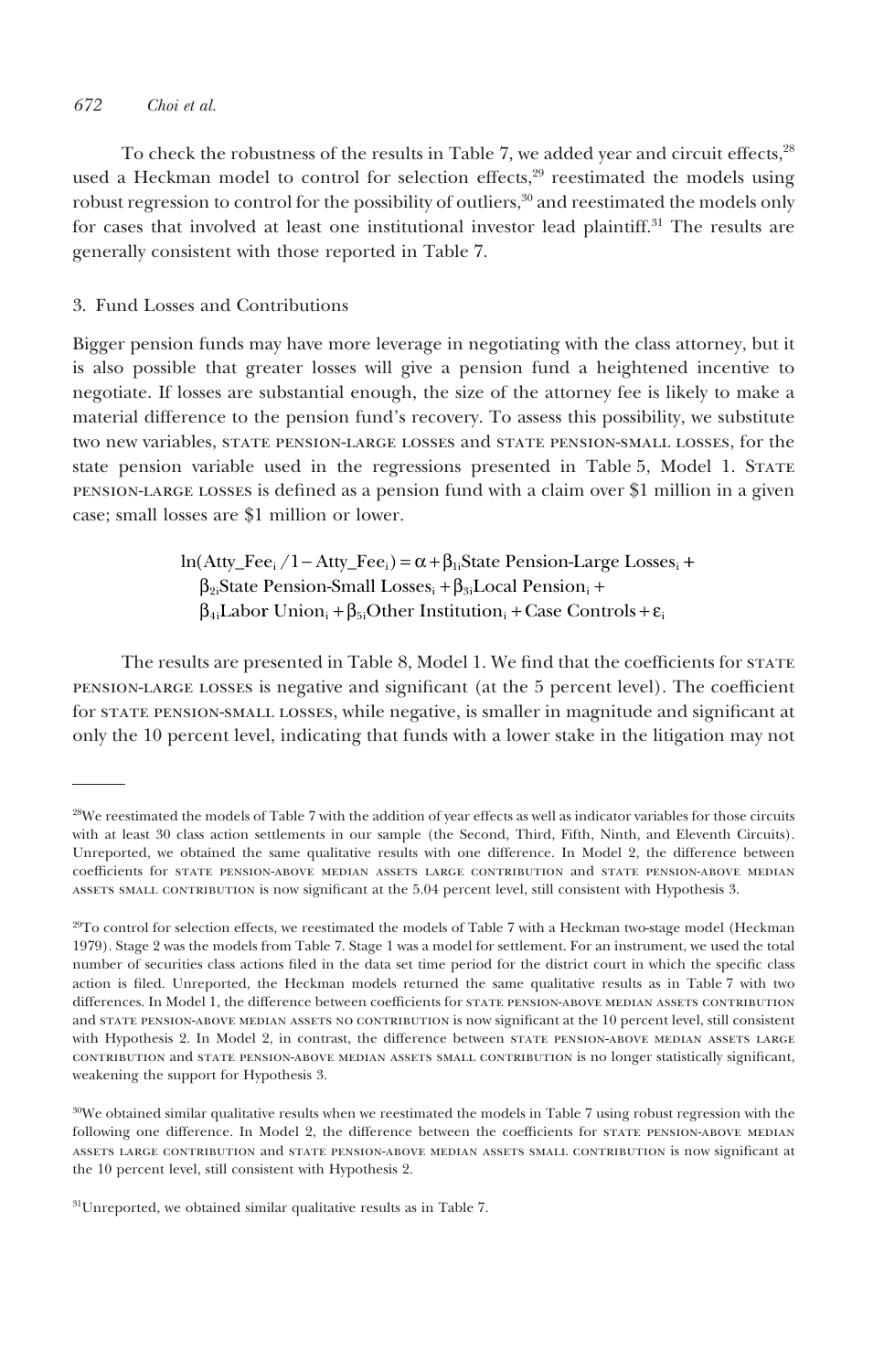To check the robustness of the results in Table 7, we added year and circuit effects,[28] used a Heckman model to control for selection effects,[29] reestimated the models using robust regression to control for the possibility of outliers,[30] and reestimated the models only for cases that involved at least one institutional investor lead plaintiff.[31] The results are generally consistent with those reported in Table 7.

### 3. Fund Losses and Contributions

Bigger pension funds may have more leverage in negotiating with the class attorney, but it is also possible that greater losses will give a pension fund a heightened incentive to negotiate. If losses are substantial enough, the size of the attorney fee is likely to make a material difference to the pension fund's recovery. To assess this possibility, we substitute two new variables, STATE PENSION-LARGE LOSSES and STATE PENSION-SMALL LOSSES, for the state pension variable used in the regressions presented in Table 5, Model 1. STATE PENSION-LARGE LOSSES is defined as a pension fund with a claim over $1 million in a given case; small losses are $1 million or lower.

$$\ln(\text{Atty\_Fee}_i / 1 - \text{Atty\_Fee}_i) = \alpha + \beta_{1i}\text{State Pension-Large Losses}_i + \beta_{2i}\text{State Pension-Small Losses}_i + \beta_{3i}\text{Local Pension}_i + \beta_{4i}\text{Labor Union}_i + \beta_{5i}\text{Other Institution}_i + \text{Case Controls} + \varepsilon_i$$

The results are presented in Table 8, Model 1. We find that the coefficients for STATE PENSION-LARGE LOSSES is negative and significant (at the 5 percent level). The coefficient for STATE PENSION-SMALL LOSSES, while negative, is smaller in magnitude and significant at only the 10 percent level, indicating that funds with a lower stake in the litigation may not

---

[28]We reestimated the models of Table 7 with the addition of year effects as well as indicator variables for those circuits with at least 30 class action settlements in our sample (the Second, Third, Fifth, Ninth, and Eleventh Circuits). Unreported, we obtained the same qualitative results with one difference. In Model 2, the difference between coefficients for STATE PENSION-ABOVE MEDIAN ASSETS LARGE CONTRIBUTION and STATE PENSION-ABOVE MEDIAN ASSETS SMALL CONTRIBUTION is now significant at the 5.04 percent level, still consistent with Hypothesis 3.

[29]To control for selection effects, we reestimated the models of Table 7 with a Heckman two-stage model (Heckman 1979). Stage 2 was the models from Table 7. Stage 1 was a model for settlement. For an instrument, we used the total number of securities class actions filed in the data set time period for the district court in which the specific class action is filed. Unreported, the Heckman models returned the same qualitative results as in Table 7 with two differences. In Model 1, the difference between coefficients for STATE PENSION-ABOVE MEDIAN ASSETS CONTRIBUTION and STATE PENSION-ABOVE MEDIAN ASSETS NO CONTRIBUTION is now significant at the 10 percent level, still consistent with Hypothesis 2. In Model 2, in contrast, the difference between STATE PENSION-ABOVE MEDIAN ASSETS LARGE CONTRIBUTION and STATE PENSION-ABOVE MEDIAN ASSETS SMALL CONTRIBUTION is no longer statistically significant, weakening the support for Hypothesis 3.

[30]We obtained similar qualitative results when we reestimated the models in Table 7 using robust regression with the following one difference. In Model 2, the difference between the coefficients for STATE PENSION-ABOVE MEDIAN ASSETS LARGE CONTRIBUTION and STATE PENSION-ABOVE MEDIAN ASSETS SMALL CONTRIBUTION is now significant at the 10 percent level, still consistent with Hypothesis 2.

[31]Unreported, we obtained similar qualitative results as in Table 7.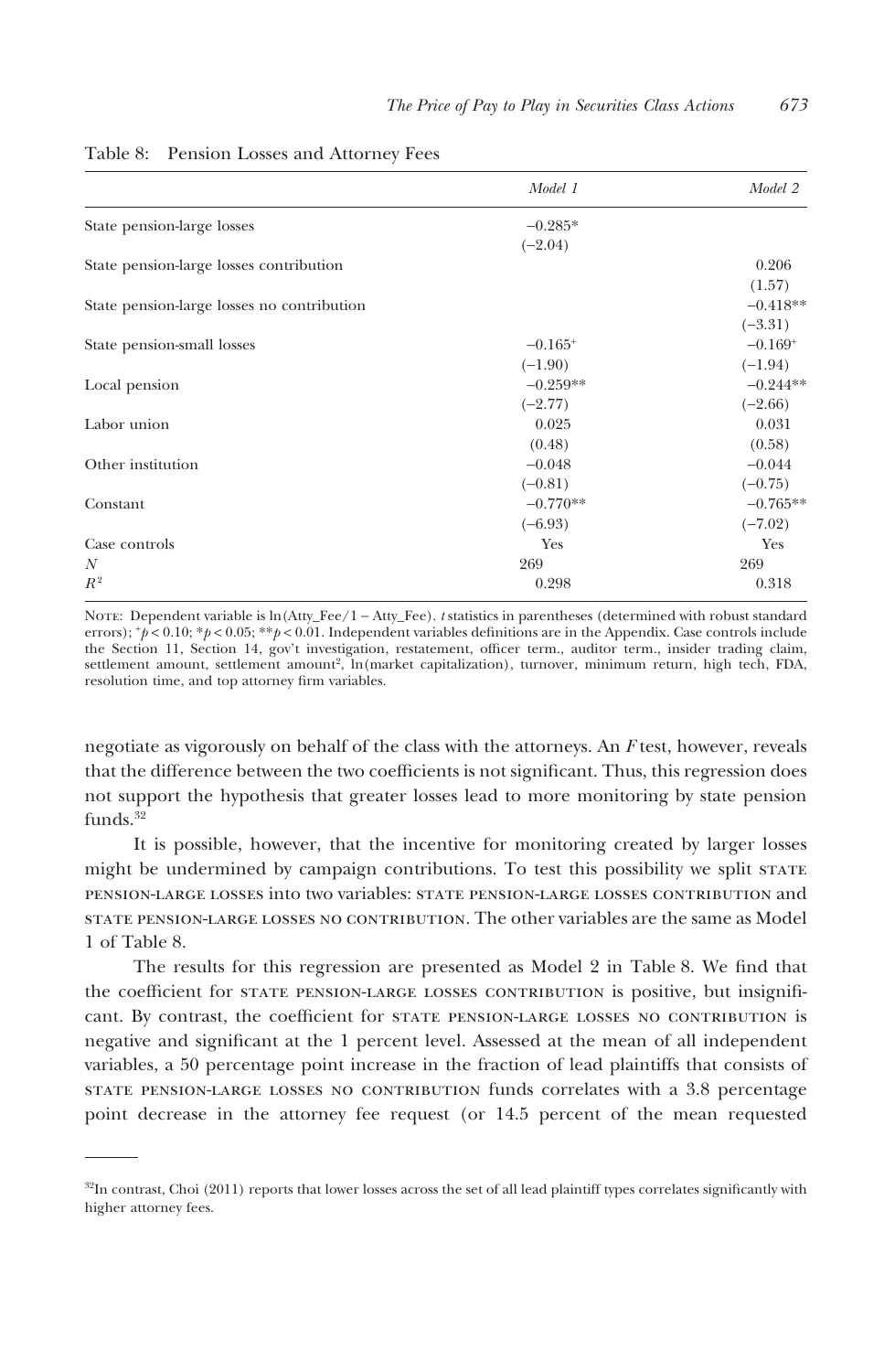Table 8: Pension Losses and Attorney Fees

| | Model 1 | Model 2 |
|---|---|---|
| State pension-large losses | −0.285* | |
| | (−2.04) | |
| State pension-large losses contribution | | 0.206 |
| | | (1.57) |
| State pension-large losses no contribution | | −0.418** |
| | | (−3.31) |
| State pension-small losses | −0.165⁺ | −0.169⁺ |
| | (−1.90) | (−1.94) |
| Local pension | −0.259** | −0.244** |
| | (−2.77) | (−2.66) |
| Labor union | 0.025 | 0.031 |
| | (0.48) | (0.58) |
| Other institution | −0.048 | −0.044 |
| | (−0.81) | (−0.75) |
| Constant | −0.770** | −0.765** |
| | (−6.93) | (−7.02) |
| Case controls | Yes | Yes |
| $N$ | 269 | 269 |
| $R^2$ | 0.298 | 0.318 |

NOTE: Dependent variable is ln(Atty_Fee/1 − Atty_Fee). *t* statistics in parentheses (determined with robust standard errors); $^+p < 0.10$; $^*p < 0.05$; $^{**}p < 0.01$. Independent variables definitions are in the Appendix. Case controls include the Section 11, Section 14, gov't investigation, restatement, officer term., auditor term., insider trading claim, settlement amount, settlement amount$^2$, ln(market capitalization), turnover, minimum return, high tech, FDA, resolution time, and top attorney firm variables.

negotiate as vigorously on behalf of the class with the attorneys. An *F* test, however, reveals that the difference between the two coefficients is not significant. Thus, this regression does not support the hypothesis that greater losses lead to more monitoring by state pension funds.[32]

It is possible, however, that the incentive for monitoring created by larger losses might be undermined by campaign contributions. To test this possibility we split STATE PENSION-LARGE LOSSES into two variables: STATE PENSION-LARGE LOSSES CONTRIBUTION and STATE PENSION-LARGE LOSSES NO CONTRIBUTION. The other variables are the same as Model 1 of Table 8.

The results for this regression are presented as Model 2 in Table 8. We find that the coefficient for STATE PENSION-LARGE LOSSES CONTRIBUTION is positive, but insignificant. By contrast, the coefficient for STATE PENSION-LARGE LOSSES NO CONTRIBUTION is negative and significant at the 1 percent level. Assessed at the mean of all independent variables, a 50 percentage point increase in the fraction of lead plaintiffs that consists of STATE PENSION-LARGE LOSSES NO CONTRIBUTION funds correlates with a 3.8 percentage point decrease in the attorney fee request (or 14.5 percent of the mean requested

[32]In contrast, Choi (2011) reports that lower losses across the set of all lead plaintiff types correlates significantly with higher attorney fees.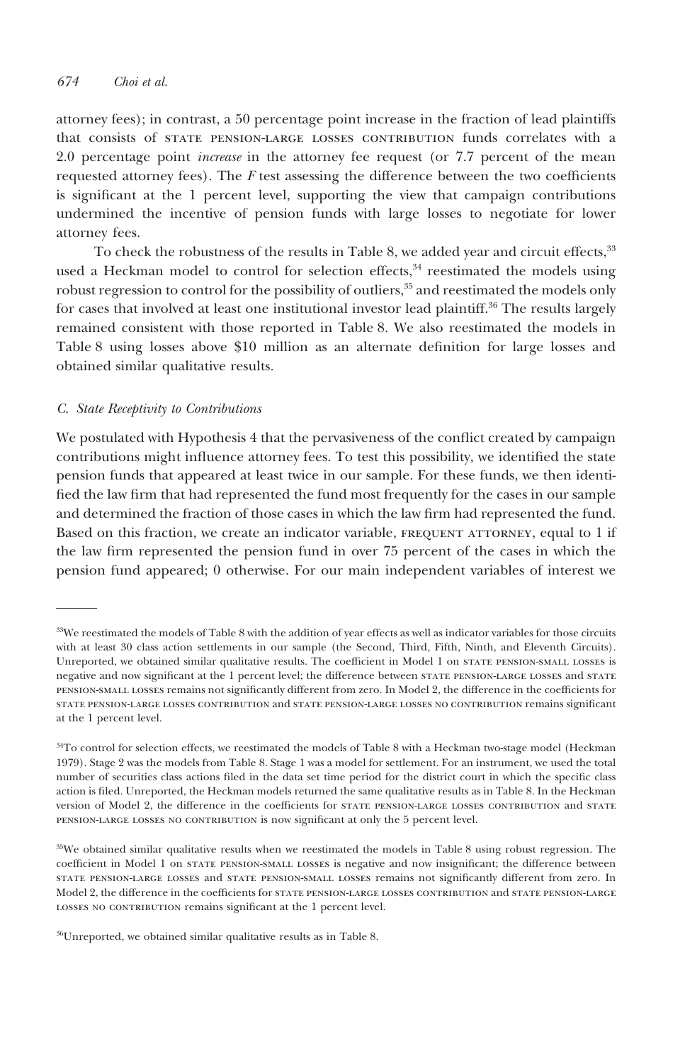attorney fees); in contrast, a 50 percentage point increase in the fraction of lead plaintiffs that consists of STATE PENSION-LARGE LOSSES CONTRIBUTION funds correlates with a 2.0 percentage point *increase* in the attorney fee request (or 7.7 percent of the mean requested attorney fees). The $F$ test assessing the difference between the two coefficients is significant at the 1 percent level, supporting the view that campaign contributions undermined the incentive of pension funds with large losses to negotiate for lower attorney fees.

To check the robustness of the results in Table 8, we added year and circuit effects,[33] used a Heckman model to control for selection effects,[34] reestimated the models using robust regression to control for the possibility of outliers,[35] and reestimated the models only for cases that involved at least one institutional investor lead plaintiff.[36] The results largely remained consistent with those reported in Table 8. We also reestimated the models in Table 8 using losses above \$10 million as an alternate definition for large losses and obtained similar qualitative results.

### C. State Receptivity to Contributions

We postulated with Hypothesis 4 that the pervasiveness of the conflict created by campaign contributions might influence attorney fees. To test this possibility, we identified the state pension funds that appeared at least twice in our sample. For these funds, we then identified the law firm that had represented the fund most frequently for the cases in our sample and determined the fraction of those cases in which the law firm had represented the fund. Based on this fraction, we create an indicator variable, FREQUENT ATTORNEY, equal to 1 if the law firm represented the pension fund in over 75 percent of the cases in which the pension fund appeared; 0 otherwise. For our main independent variables of interest we

---

[33] We reestimated the models of Table 8 with the addition of year effects as well as indicator variables for those circuits with at least 30 class action settlements in our sample (the Second, Third, Fifth, Ninth, and Eleventh Circuits). Unreported, we obtained similar qualitative results. The coefficient in Model 1 on STATE PENSION-SMALL LOSSES is negative and now significant at the 1 percent level; the difference between STATE PENSION-LARGE LOSSES and STATE PENSION-SMALL LOSSES remains not significantly different from zero. In Model 2, the difference in the coefficients for STATE PENSION-LARGE LOSSES CONTRIBUTION and STATE PENSION-LARGE LOSSES NO CONTRIBUTION remains significant at the 1 percent level.

[34] To control for selection effects, we reestimated the models of Table 8 with a Heckman two-stage model (Heckman 1979). Stage 2 was the models from Table 8. Stage 1 was a model for settlement. For an instrument, we used the total number of securities class actions filed in the data set time period for the district court in which the specific class action is filed. Unreported, the Heckman models returned the same qualitative results as in Table 8. In the Heckman version of Model 2, the difference in the coefficients for STATE PENSION-LARGE LOSSES CONTRIBUTION and STATE PENSION-LARGE LOSSES NO CONTRIBUTION is now significant at only the 5 percent level.

[35] We obtained similar qualitative results when we reestimated the models in Table 8 using robust regression. The coefficient in Model 1 on STATE PENSION-SMALL LOSSES is negative and now insignificant; the difference between STATE PENSION-LARGE LOSSES and STATE PENSION-SMALL LOSSES remains not significantly different from zero. In Model 2, the difference in the coefficients for STATE PENSION-LARGE LOSSES CONTRIBUTION and STATE PENSION-LARGE LOSSES NO CONTRIBUTION remains significant at the 1 percent level.

[36] Unreported, we obtained similar qualitative results as in Table 8.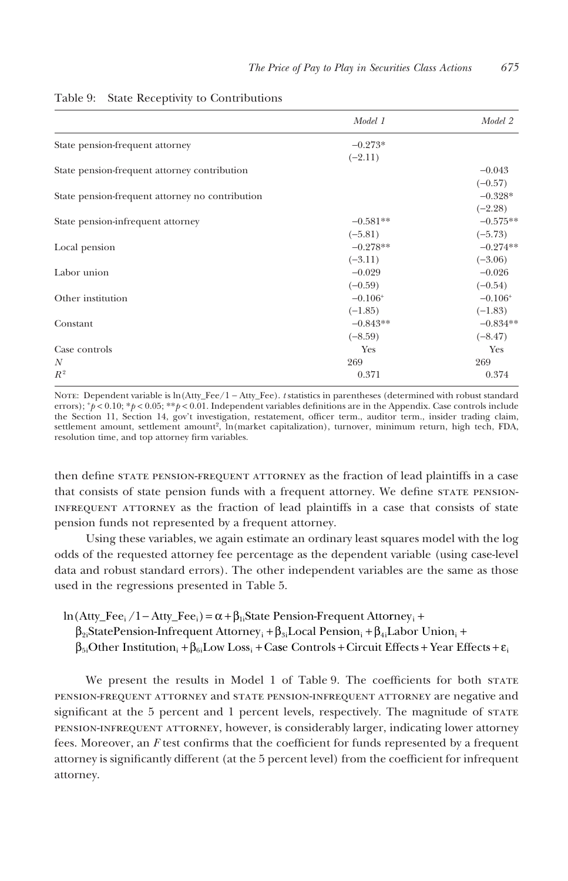Table 9: State Receptivity to Contributions

| | *Model 1* | *Model 2* |
|---|---|---|
| State pension-frequent attorney | −0.273* | |
| | (−2.11) | |
| State pension-frequent attorney contribution | | −0.043 |
| | | (−0.57) |
| State pension-frequent attorney no contribution | | −0.328* |
| | | (−2.28) |
| State pension-infrequent attorney | −0.581** | −0.575** |
| | (−5.81) | (−5.73) |
| Local pension | −0.278** | −0.274** |
| | (−3.11) | (−3.06) |
| Labor union | −0.029 | −0.026 |
| | (−0.59) | (−0.54) |
| Other institution | −0.106+ | −0.106+ |
| | (−1.85) | (−1.83) |
| Constant | −0.843** | −0.834** |
| | (−8.59) | (−8.47) |
| Case controls | Yes | Yes |
| *N* | 269 | 269 |
| $R^2$ | 0.371 | 0.374 |

Note: Dependent variable is ln(Atty_Fee/1 − Atty_Fee). *t* statistics in parentheses (determined with robust standard errors); $^+p < 0.10$; $^*p < 0.05$; $^{**}p < 0.01$. Independent variables definitions are in the Appendix. Case controls include the Section 11, Section 14, gov't investigation, restatement, officer term., auditor term., insider trading claim, settlement amount, settlement amount², ln(market capitalization), turnover, minimum return, high tech, FDA, resolution time, and top attorney firm variables.

then define State Pension-Frequent Attorney as the fraction of lead plaintiffs in a case that consists of state pension funds with a frequent attorney. We define State Pension-Infrequent Attorney as the fraction of lead plaintiffs in a case that consists of state pension funds not represented by a frequent attorney.

Using these variables, we again estimate an ordinary least squares model with the log odds of the requested attorney fee percentage as the dependent variable (using case-level data and robust standard errors). The other independent variables are the same as those used in the regressions presented in Table 5.

$$\ln(\text{Atty\_Fee}_i / 1 - \text{Atty\_Fee}_i) = \alpha + \beta_{1i}\text{State Pension-Frequent Attorney}_i + \beta_{2i}\text{StatePension-Infrequent Attorney}_i + \beta_{3i}\text{Local Pension}_i + \beta_{4i}\text{Labor Union}_i + \beta_{5i}\text{Other Institution}_i + \beta_{6i}\text{Low Loss}_i + \text{Case Controls} + \text{Circuit Effects} + \text{Year Effects} + \varepsilon_i$$

We present the results in Model 1 of Table 9. The coefficients for both State Pension-Frequent Attorney and State Pension-Infrequent Attorney are negative and significant at the 5 percent and 1 percent levels, respectively. The magnitude of State Pension-Infrequent Attorney, however, is considerably larger, indicating lower attorney fees. Moreover, an *F* test confirms that the coefficient for funds represented by a frequent attorney is significantly different (at the 5 percent level) from the coefficient for infrequent attorney.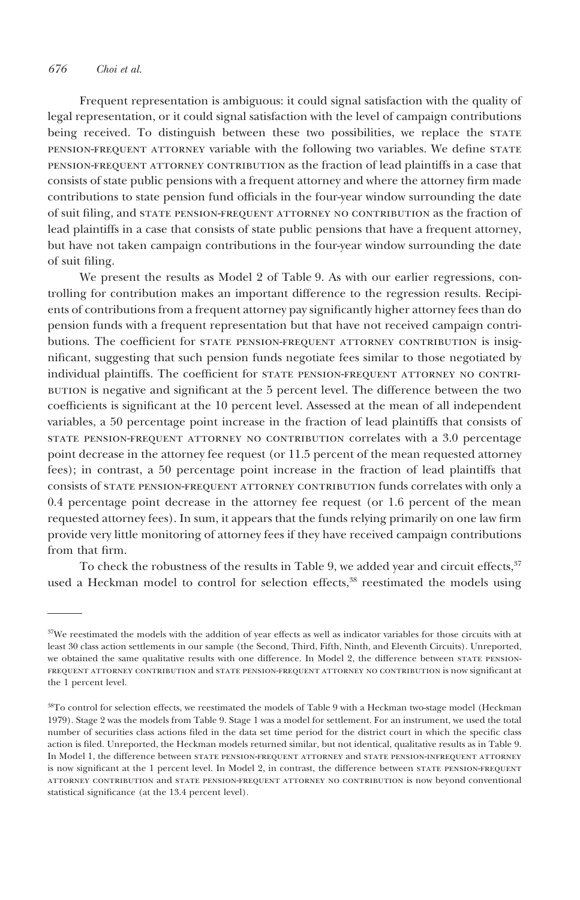Frequent representation is ambiguous: it could signal satisfaction with the quality of legal representation, or it could signal satisfaction with the level of campaign contributions being received. To distinguish between these two possibilities, we replace the STATE PENSION-FREQUENT ATTORNEY variable with the following two variables. We define STATE PENSION-FREQUENT ATTORNEY CONTRIBUTION as the fraction of lead plaintiffs in a case that consists of state public pensions with a frequent attorney and where the attorney firm made contributions to state pension fund officials in the four-year window surrounding the date of suit filing, and STATE PENSION-FREQUENT ATTORNEY NO CONTRIBUTION as the fraction of lead plaintiffs in a case that consists of state public pensions that have a frequent attorney, but have not taken campaign contributions in the four-year window surrounding the date of suit filing.

We present the results as Model 2 of Table 9. As with our earlier regressions, controlling for contribution makes an important difference to the regression results. Recipients of contributions from a frequent attorney pay significantly higher attorney fees than do pension funds with a frequent representation but that have not received campaign contributions. The coefficient for STATE PENSION-FREQUENT ATTORNEY CONTRIBUTION is insignificant, suggesting that such pension funds negotiate fees similar to those negotiated by individual plaintiffs. The coefficient for STATE PENSION-FREQUENT ATTORNEY NO CONTRIBUTION is negative and significant at the 5 percent level. The difference between the two coefficients is significant at the 10 percent level. Assessed at the mean of all independent variables, a 50 percentage point increase in the fraction of lead plaintiffs that consists of STATE PENSION-FREQUENT ATTORNEY NO CONTRIBUTION correlates with a 3.0 percentage point decrease in the attorney fee request (or 11.5 percent of the mean requested attorney fees); in contrast, a 50 percentage point increase in the fraction of lead plaintiffs that consists of STATE PENSION-FREQUENT ATTORNEY CONTRIBUTION funds correlates with only a 0.4 percentage point decrease in the attorney fee request (or 1.6 percent of the mean requested attorney fees). In sum, it appears that the funds relying primarily on one law firm provide very little monitoring of attorney fees if they have received campaign contributions from that firm.

To check the robustness of the results in Table 9, we added year and circuit effects,[37] used a Heckman model to control for selection effects,[38] reestimated the models using

---

[37] We reestimated the models with the addition of year effects as well as indicator variables for those circuits with at least 30 class action settlements in our sample (the Second, Third, Fifth, Ninth, and Eleventh Circuits). Unreported, we obtained the same qualitative results with one difference. In Model 2, the difference between STATE PENSION-FREQUENT ATTORNEY CONTRIBUTION and STATE PENSION-FREQUENT ATTORNEY NO CONTRIBUTION is now significant at the 1 percent level.

[38] To control for selection effects, we reestimated the models of Table 9 with a Heckman two-stage model (Heckman 1979). Stage 2 was the models from Table 9. Stage 1 was a model for settlement. For an instrument, we used the total number of securities class actions filed in the data set time period for the district court in which the specific class action is filed. Unreported, the Heckman models returned similar, but not identical, qualitative results as in Table 9. In Model 1, the difference between STATE PENSION-FREQUENT ATTORNEY and STATE PENSION-INFREQUENT ATTORNEY is now significant at the 1 percent level. In Model 2, in contrast, the difference between STATE PENSION-FREQUENT ATTORNEY CONTRIBUTION and STATE PENSION-FREQUENT ATTORNEY NO CONTRIBUTION is now beyond conventional statistical significance (at the 13.4 percent level).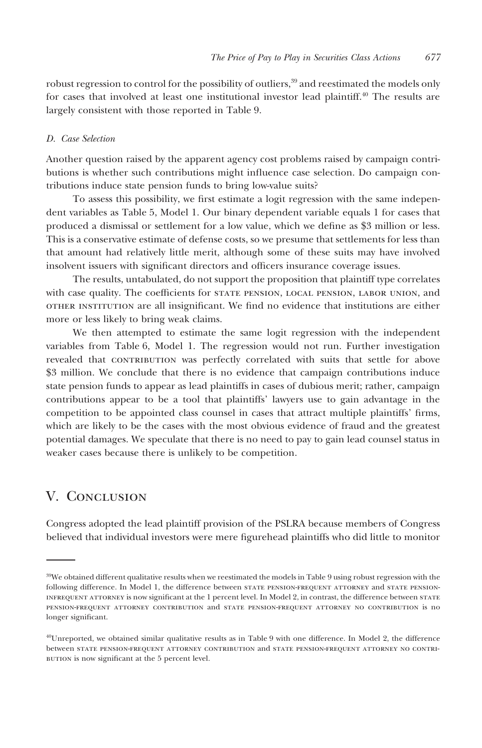robust regression to control for the possibility of outliers,[39] and reestimated the models only for cases that involved at least one institutional investor lead plaintiff.[40] The results are largely consistent with those reported in Table 9.

### D. Case Selection

Another question raised by the apparent agency cost problems raised by campaign contributions is whether such contributions might influence case selection. Do campaign contributions induce state pension funds to bring low-value suits?

To assess this possibility, we first estimate a logit regression with the same independent variables as Table 5, Model 1. Our binary dependent variable equals 1 for cases that produced a dismissal or settlement for a low value, which we define as $3 million or less. This is a conservative estimate of defense costs, so we presume that settlements for less than that amount had relatively little merit, although some of these suits may have involved insolvent issuers with significant directors and officers insurance coverage issues.

The results, untabulated, do not support the proposition that plaintiff type correlates with case quality. The coefficients for STATE PENSION, LOCAL PENSION, LABOR UNION, and OTHER INSTITUTION are all insignificant. We find no evidence that institutions are either more or less likely to bring weak claims.

We then attempted to estimate the same logit regression with the independent variables from Table 6, Model 1. The regression would not run. Further investigation revealed that CONTRIBUTION was perfectly correlated with suits that settle for above $3 million. We conclude that there is no evidence that campaign contributions induce state pension funds to appear as lead plaintiffs in cases of dubious merit; rather, campaign contributions appear to be a tool that plaintiffs' lawyers use to gain advantage in the competition to be appointed class counsel in cases that attract multiple plaintiffs' firms, which are likely to be the cases with the most obvious evidence of fraud and the greatest potential damages. We speculate that there is no need to pay to gain lead counsel status in weaker cases because there is unlikely to be competition.

## V. Conclusion

Congress adopted the lead plaintiff provision of the PSLRA because members of Congress believed that individual investors were mere figurehead plaintiffs who did little to monitor

---

[39]We obtained different qualitative results when we reestimated the models in Table 9 using robust regression with the following difference. In Model 1, the difference between STATE PENSION-FREQUENT ATTORNEY and STATE PENSION-INFREQUENT ATTORNEY is now significant at the 1 percent level. In Model 2, in contrast, the difference between STATE PENSION-FREQUENT ATTORNEY CONTRIBUTION and STATE PENSION-FREQUENT ATTORNEY NO CONTRIBUTION is no longer significant.

[40]Unreported, we obtained similar qualitative results as in Table 9 with one difference. In Model 2, the difference between STATE PENSION-FREQUENT ATTORNEY CONTRIBUTION and STATE PENSION-FREQUENT ATTORNEY NO CONTRIBUTION is now significant at the 5 percent level.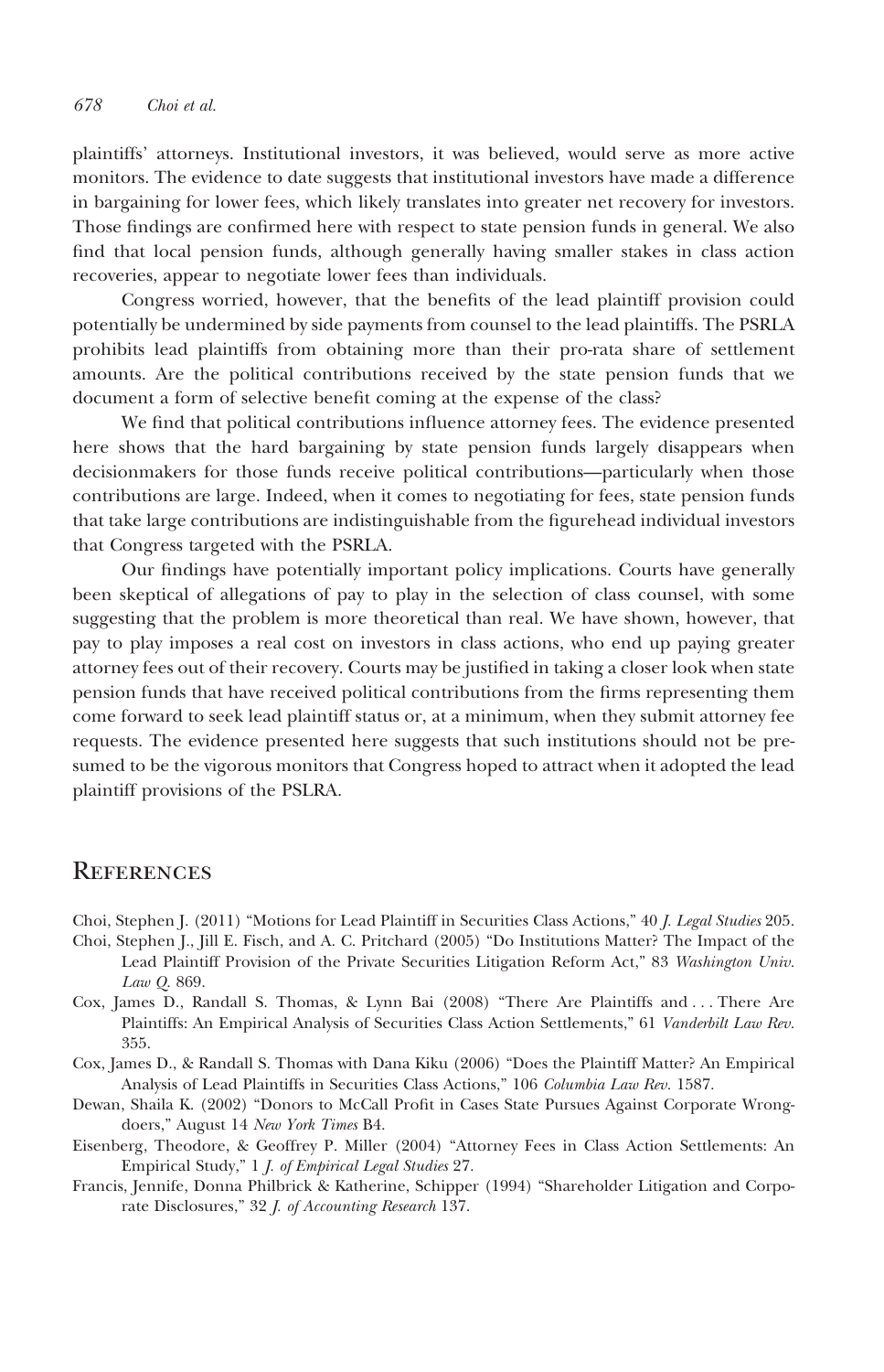plaintiffs' attorneys. Institutional investors, it was believed, would serve as more active monitors. The evidence to date suggests that institutional investors have made a difference in bargaining for lower fees, which likely translates into greater net recovery for investors. Those findings are confirmed here with respect to state pension funds in general. We also find that local pension funds, although generally having smaller stakes in class action recoveries, appear to negotiate lower fees than individuals.

Congress worried, however, that the benefits of the lead plaintiff provision could potentially be undermined by side payments from counsel to the lead plaintiffs. The PSRLA prohibits lead plaintiffs from obtaining more than their pro-rata share of settlement amounts. Are the political contributions received by the state pension funds that we document a form of selective benefit coming at the expense of the class?

We find that political contributions influence attorney fees. The evidence presented here shows that the hard bargaining by state pension funds largely disappears when decisionmakers for those funds receive political contributions—particularly when those contributions are large. Indeed, when it comes to negotiating for fees, state pension funds that take large contributions are indistinguishable from the figurehead individual investors that Congress targeted with the PSRLA.

Our findings have potentially important policy implications. Courts have generally been skeptical of allegations of pay to play in the selection of class counsel, with some suggesting that the problem is more theoretical than real. We have shown, however, that pay to play imposes a real cost on investors in class actions, who end up paying greater attorney fees out of their recovery. Courts may be justified in taking a closer look when state pension funds that have received political contributions from the firms representing them come forward to seek lead plaintiff status or, at a minimum, when they submit attorney fee requests. The evidence presented here suggests that such institutions should not be presumed to be the vigorous monitors that Congress hoped to attract when it adopted the lead plaintiff provisions of the PSLRA.

## References

Choi, Stephen J. (2011) "Motions for Lead Plaintiff in Securities Class Actions," 40 *J. Legal Studies* 205.

Choi, Stephen J., Jill E. Fisch, and A. C. Pritchard (2005) "Do Institutions Matter? The Impact of the Lead Plaintiff Provision of the Private Securities Litigation Reform Act," 83 *Washington Univ. Law Q.* 869.

Cox, James D., Randall S. Thomas, & Lynn Bai (2008) "There Are Plaintiffs and . . . There Are Plaintiffs: An Empirical Analysis of Securities Class Action Settlements," 61 *Vanderbilt Law Rev.* 355.

Cox, James D., & Randall S. Thomas with Dana Kiku (2006) "Does the Plaintiff Matter? An Empirical Analysis of Lead Plaintiffs in Securities Class Actions," 106 *Columbia Law Rev.* 1587.

Dewan, Shaila K. (2002) "Donors to McCall Profit in Cases State Pursues Against Corporate Wrongdoers," August 14 *New York Times* B4.

Eisenberg, Theodore, & Geoffrey P. Miller (2004) "Attorney Fees in Class Action Settlements: An Empirical Study," 1 *J. of Empirical Legal Studies* 27.

Francis, Jennife, Donna Philbrick & Katherine, Schipper (1994) "Shareholder Litigation and Corporate Disclosures," 32 *J. of Accounting Research* 137.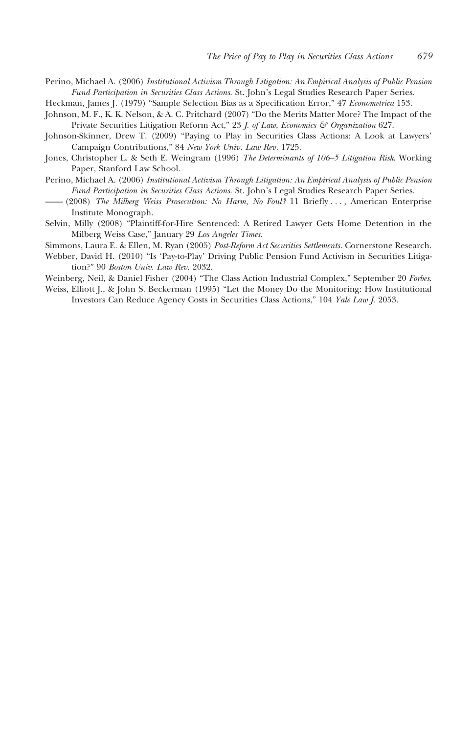Perino, Michael A. (2006) *Institutional Activism Through Litigation: An Empirical Analysis of Public Pension Fund Participation in Securities Class Actions*. St. John's Legal Studies Research Paper Series.

Heckman, James J. (1979) "Sample Selection Bias as a Specification Error," 47 *Econometrica* 153.

Johnson, M. F., K. K. Nelson, & A. C. Pritchard (2007) "Do the Merits Matter More? The Impact of the Private Securities Litigation Reform Act," 23 *J. of Law, Economics & Organization* 627.

Johnson-Skinner, Drew T. (2009) "Paying to Play in Securities Class Actions: A Look at Lawyers' Campaign Contributions," 84 *New York Univ. Law Rev.* 1725.

Jones, Christopher L. & Seth E. Weingram (1996) *The Determinants of 106–5 Litigation Risk*. Working Paper, Stanford Law School.

Perino, Michael A. (2006) *Institutional Activism Through Litigation: An Empirical Analysis of Public Pension Fund Participation in Securities Class Actions*. St. John's Legal Studies Research Paper Series.

—— (2008) *The Milberg Weiss Prosecution: No Harm, No Foul?* 11 Briefly . . . , American Enterprise Institute Monograph.

Selvin, Milly (2008) "Plaintiff-for-Hire Sentenced: A Retired Lawyer Gets Home Detention in the Milberg Weiss Case," January 29 *Los Angeles Times*.

Simmons, Laura E. & Ellen, M. Ryan (2005) *Post-Reform Act Securities Settlements*. Cornerstone Research.

Webber, David H. (2010) "Is 'Pay-to-Play' Driving Public Pension Fund Activism in Securities Litigation?" 90 *Boston Univ. Law Rev.* 2032.

Weinberg, Neil, & Daniel Fisher (2004) "The Class Action Industrial Complex," September 20 *Forbes*.

Weiss, Elliott J., & John S. Beckerman (1995) "Let the Money Do the Monitoring: How Institutional Investors Can Reduce Agency Costs in Securities Class Actions," 104 *Yale Law J.* 2053.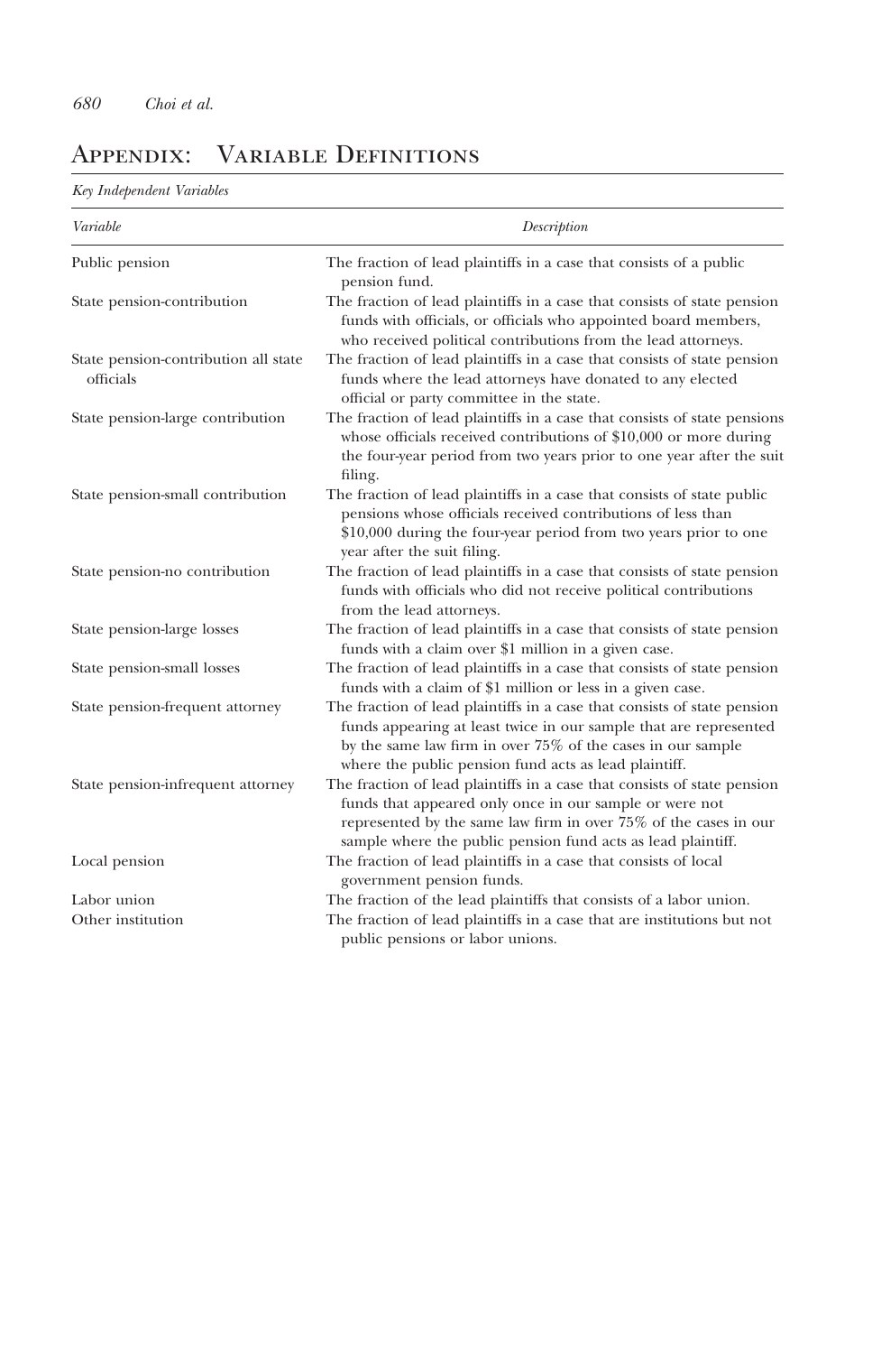# Appendix: Variable Definitions

*Key Independent Variables*

| *Variable* | *Description* |
|---|---|
| Public pension | The fraction of lead plaintiffs in a case that consists of a public pension fund. |
| State pension-contribution | The fraction of lead plaintiffs in a case that consists of state pension funds with officials, or officials who appointed board members, who received political contributions from the lead attorneys. |
| State pension-contribution all state officials | The fraction of lead plaintiffs in a case that consists of state pension funds where the lead attorneys have donated to any elected official or party committee in the state. |
| State pension-large contribution | The fraction of lead plaintiffs in a case that consists of state pensions whose officials received contributions of $10,000 or more during the four-year period from two years prior to one year after the suit filing. |
| State pension-small contribution | The fraction of lead plaintiffs in a case that consists of state public pensions whose officials received contributions of less than $10,000 during the four-year period from two years prior to one year after the suit filing. |
| State pension-no contribution | The fraction of lead plaintiffs in a case that consists of state pension funds with officials who did not receive political contributions from the lead attorneys. |
| State pension-large losses | The fraction of lead plaintiffs in a case that consists of state pension funds with a claim over $1 million in a given case. |
| State pension-small losses | The fraction of lead plaintiffs in a case that consists of state pension funds with a claim of $1 million or less in a given case. |
| State pension-frequent attorney | The fraction of lead plaintiffs in a case that consists of state pension funds appearing at least twice in our sample that are represented by the same law firm in over 75% of the cases in our sample where the public pension fund acts as lead plaintiff. |
| State pension-infrequent attorney | The fraction of lead plaintiffs in a case that consists of state pension funds that appeared only once in our sample or were not represented by the same law firm in over 75% of the cases in our sample where the public pension fund acts as lead plaintiff. |
| Local pension | The fraction of lead plaintiffs in a case that consists of local government pension funds. |
| Labor union | The fraction of the lead plaintiffs that consists of a labor union. |
| Other institution | The fraction of lead plaintiffs in a case that are institutions but not public pensions or labor unions. |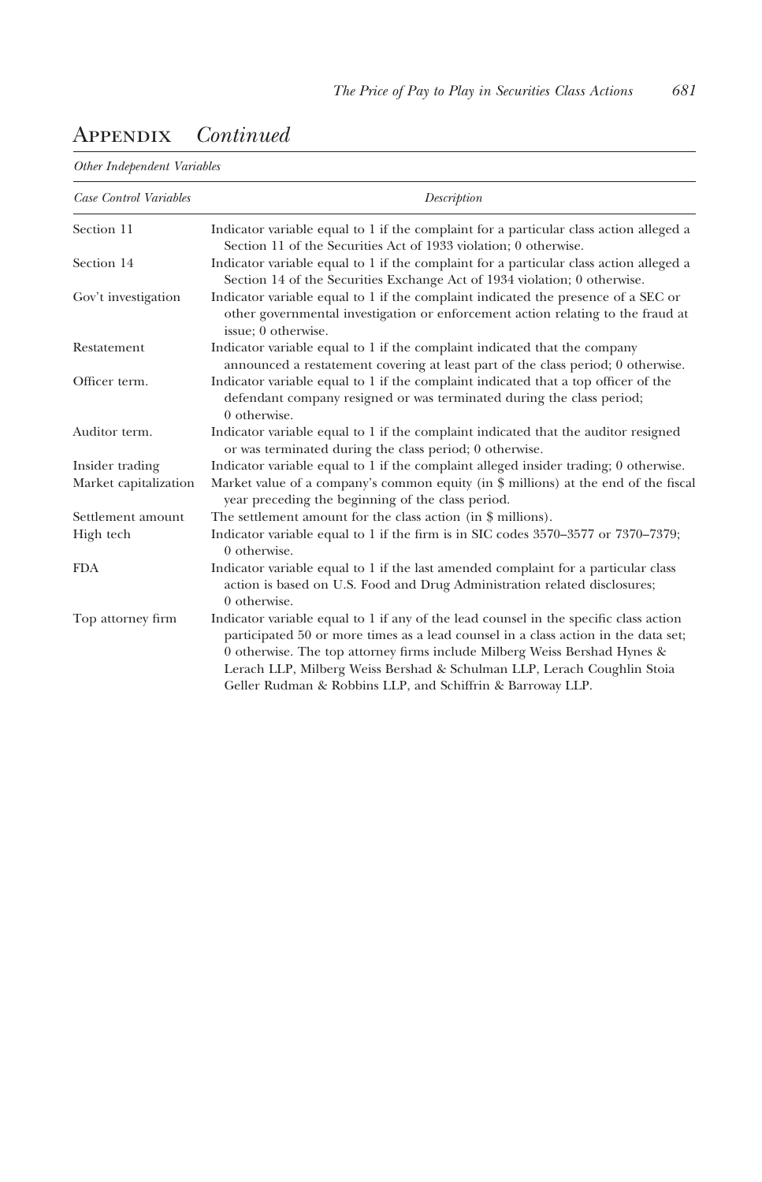## Appendix *Continued*

*Other Independent Variables*

| *Case Control Variables* | *Description* |
|---|---|
| Section 11 | Indicator variable equal to 1 if the complaint for a particular class action alleged a Section 11 of the Securities Act of 1933 violation; 0 otherwise. |
| Section 14 | Indicator variable equal to 1 if the complaint for a particular class action alleged a Section 14 of the Securities Exchange Act of 1934 violation; 0 otherwise. |
| Gov't investigation | Indicator variable equal to 1 if the complaint indicated the presence of a SEC or other governmental investigation or enforcement action relating to the fraud at issue; 0 otherwise. |
| Restatement | Indicator variable equal to 1 if the complaint indicated that the company announced a restatement covering at least part of the class period; 0 otherwise. |
| Officer term. | Indicator variable equal to 1 if the complaint indicated that a top officer of the defendant company resigned or was terminated during the class period; 0 otherwise. |
| Auditor term. | Indicator variable equal to 1 if the complaint indicated that the auditor resigned or was terminated during the class period; 0 otherwise. |
| Insider trading | Indicator variable equal to 1 if the complaint alleged insider trading; 0 otherwise. |
| Market capitalization | Market value of a company's common equity (in $ millions) at the end of the fiscal year preceding the beginning of the class period. |
| Settlement amount | The settlement amount for the class action (in $ millions). |
| High tech | Indicator variable equal to 1 if the firm is in SIC codes 3570–3577 or 7370–7379; 0 otherwise. |
| FDA | Indicator variable equal to 1 if the last amended complaint for a particular class action is based on U.S. Food and Drug Administration related disclosures; 0 otherwise. |
| Top attorney firm | Indicator variable equal to 1 if any of the lead counsel in the specific class action participated 50 or more times as a lead counsel in a class action in the data set; 0 otherwise. The top attorney firms include Milberg Weiss Bershad Hynes & Lerach LLP, Milberg Weiss Bershad & Schulman LLP, Lerach Coughlin Stoia Geller Rudman & Robbins LLP, and Schiffrin & Barroway LLP. |